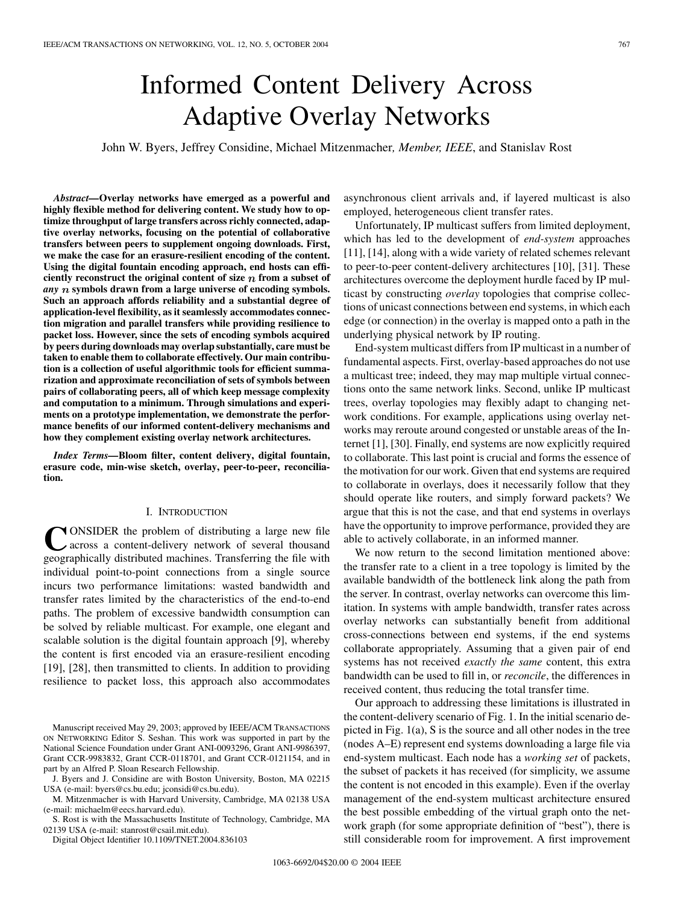# Informed Content Delivery Across Adaptive Overlay Networks

John W. Byers, Jeffrey Considine, Michael Mitzenmacher, *Member, IEEE*, and Stanislav Rost

***Abstract*—Overlay networks have emerged as a powerful and highly flexible method for delivering content. We study how to optimize throughput of large transfers across richly connected, adaptive overlay networks, focusing on the potential of collaborative transfers between peers to supplement ongoing downloads. First, we make the case for an erasure-resilient encoding of the content. Using the digital fountain encoding approach, end hosts can efficiently reconstruct the original content of size $n$ from a subset of *any* $n$ symbols drawn from a large universe of encoding symbols. Such an approach affords reliability and a substantial degree of application-level flexibility, as it seamlessly accommodates connection migration and parallel transfers while providing resilience to packet loss. However, since the sets of encoding symbols acquired by peers during downloads may overlap substantially, care must be taken to enable them to collaborate effectively. Our main contribution is a collection of useful algorithmic tools for efficient summarization and approximate reconciliation of sets of symbols between pairs of collaborating peers, all of which keep message complexity and computation to a minimum. Through simulations and experiments on a prototype implementation, we demonstrate the performance benefits of our informed content-delivery mechanisms and how they complement existing overlay network architectures.**

***Index Terms*—Bloom filter, content delivery, digital fountain, erasure code, min-wise sketch, overlay, peer-to-peer, reconciliation.**

## I. INTRODUCTION

CONSIDER the problem of distributing a large new file across a content-delivery network of several thousand geographically distributed machines. Transferring the file with individual point-to-point connections from a single source incurs two performance limitations: wasted bandwidth and transfer rates limited by the characteristics of the end-to-end paths. The problem of excessive bandwidth consumption can be solved by reliable multicast. For example, one elegant and scalable solution is the digital fountain approach [9], whereby the content is first encoded via an erasure-resilient encoding [19], [28], then transmitted to clients. In addition to providing resilience to packet loss, this approach also accommodates asynchronous client arrivals and, if layered multicast is also employed, heterogeneous client transfer rates.

Unfortunately, IP multicast suffers from limited deployment, which has led to the development of *end-system* approaches [11], [14], along with a wide variety of related schemes relevant to peer-to-peer content-delivery architectures [10], [31]. These architectures overcome the deployment hurdle faced by IP multicast by constructing *overlay* topologies that comprise collections of unicast connections between end systems, in which each edge (or connection) in the overlay is mapped onto a path in the underlying physical network by IP routing.

End-system multicast differs from IP multicast in a number of fundamental aspects. First, overlay-based approaches do not use a multicast tree; indeed, they may map multiple virtual connections onto the same network links. Second, unlike IP multicast trees, overlay topologies may flexibly adapt to changing network conditions. For example, applications using overlay networks may reroute around congested or unstable areas of the Internet [1], [30]. Finally, end systems are now explicitly required to collaborate. This last point is crucial and forms the essence of the motivation for our work. Given that end systems are required to collaborate in overlays, does it necessarily follow that they should operate like routers, and simply forward packets? We argue that this is not the case, and that end systems in overlays have the opportunity to improve performance, provided they are able to actively collaborate, in an informed manner.

We now return to the second limitation mentioned above: the transfer rate to a client in a tree topology is limited by the available bandwidth of the bottleneck link along the path from the server. In contrast, overlay networks can overcome this limitation. In systems with ample bandwidth, transfer rates across overlay networks can substantially benefit from additional cross-connections between end systems, if the end systems collaborate appropriately. Assuming that a given pair of end systems has not received *exactly the same* content, this extra bandwidth can be used to fill in, or *reconcile*, the differences in received content, thus reducing the total transfer time.

Our approach to addressing these limitations is illustrated in the content-delivery scenario of Fig. 1. In the initial scenario depicted in Fig. 1(a), S is the source and all other nodes in the tree (nodes A–E) represent end systems downloading a large file via end-system multicast. Each node has a *working set* of packets, the subset of packets it has received (for simplicity, we assume the content is not encoded in this example). Even if the overlay management of the end-system multicast architecture ensured the best possible embedding of the virtual graph onto the network graph (for some appropriate definition of "best"), there is still considerable room for improvement. A first improvement

Manuscript received May 29, 2003; approved by IEEE/ACM TRANSACTIONS ON NETWORKING Editor S. Seshan. This work was supported in part by the National Science Foundation under Grant ANI-0093296, Grant ANI-9986397, Grant CCR-9983832, Grant CCR-0118701, and Grant CCR-0121154, and in part by an Alfred P. Sloan Research Fellowship.

J. Byers and J. Considine are with Boston University, Boston, MA 02215 USA (e-mail: byers@cs.bu.edu; jconsidi@cs.bu.edu).

M. Mitzenmacher is with Harvard University, Cambridge, MA 02138 USA (e-mail: michaelm@eecs.harvard.edu).

S. Rost is with the Massachusetts Institute of Technology, Cambridge, MA 02139 USA (e-mail: stanrost@csail.mit.edu).

Digital Object Identifier 10.1109/TNET.2004.836103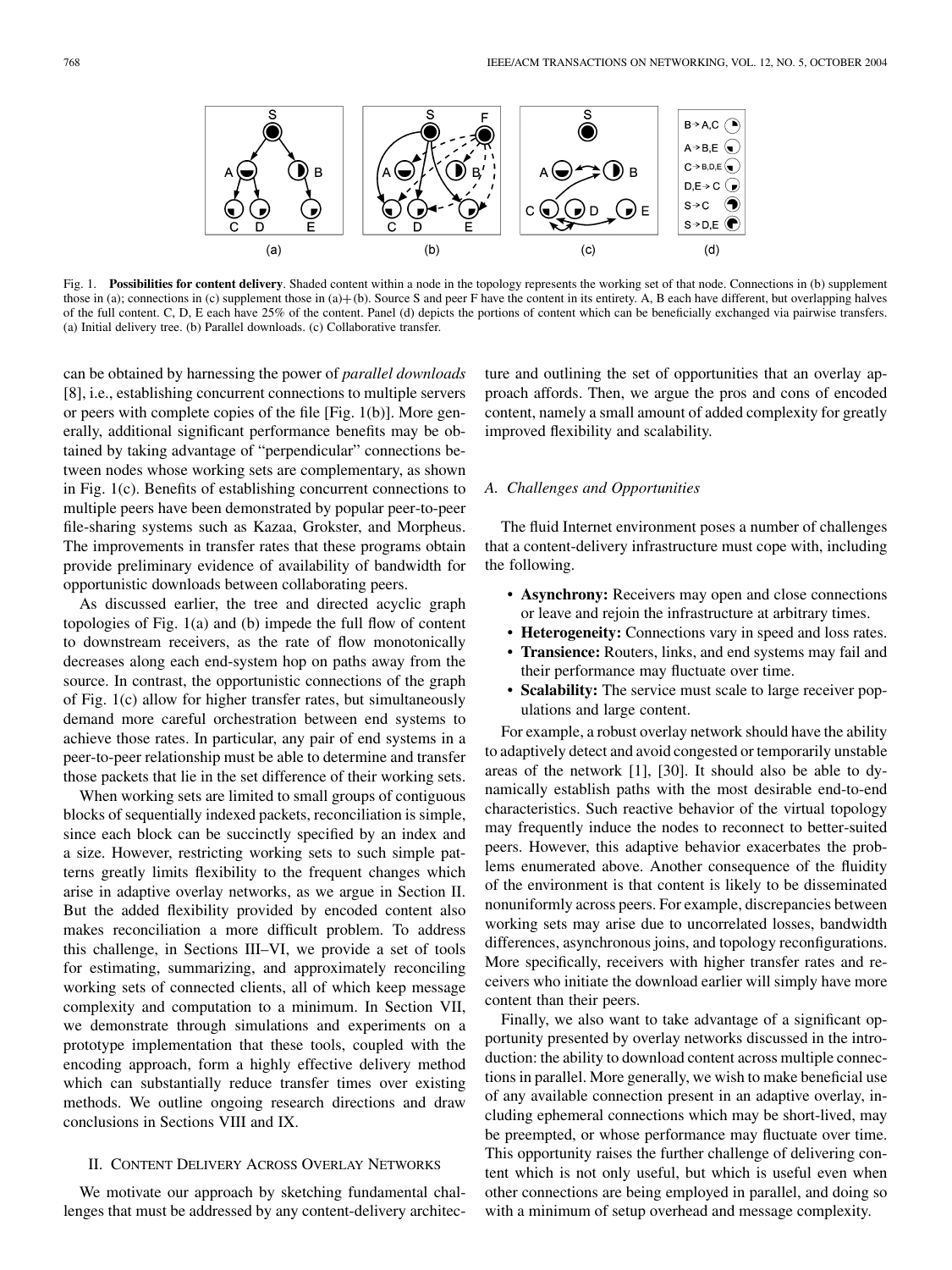S

A B

C D E

(a)

S F

A B

C D E

(b)

S

A B

C D E

(c)

B → A,C

A → B,E

C → B,D,E

D,E → C

S → C

S → D,E

(d)

Fig. 1. **Possibilities for content delivery**. Shaded content within a node in the topology represents the working set of that node. Connections in (b) supplement those in (a); connections in (c) supplement those in (a)+(b). Source S and peer F have the content in its entirety. A, B each have different, but overlapping halves of the full content. C, D, E each have 25% of the content. Panel (d) depicts the portions of content which can be beneficially exchanged via pairwise transfers. (a) Initial delivery tree. (b) Parallel downloads. (c) Collaborative transfer.

can be obtained by harnessing the power of *parallel downloads* [8], i.e., establishing concurrent connections to multiple servers or peers with complete copies of the file [Fig. 1(b)]. More generally, additional significant performance benefits may be obtained by taking advantage of "perpendicular" connections between nodes whose working sets are complementary, as shown in Fig. 1(c). Benefits of establishing concurrent connections to multiple peers have been demonstrated by popular peer-to-peer file-sharing systems such as Kazaa, Grokster, and Morpheus. The improvements in transfer rates that these programs obtain provide preliminary evidence of availability of bandwidth for opportunistic downloads between collaborating peers.

As discussed earlier, the tree and directed acyclic graph topologies of Fig. 1(a) and (b) impede the full flow of content to downstream receivers, as the rate of flow monotonically decreases along each end-system hop on paths away from the source. In contrast, the opportunistic connections of the graph of Fig. 1(c) allow for higher transfer rates, but simultaneously demand more careful orchestration between end systems to achieve those rates. In particular, any pair of end systems in a peer-to-peer relationship must be able to determine and transfer those packets that lie in the set difference of their working sets.

When working sets are limited to small groups of contiguous blocks of sequentially indexed packets, reconciliation is simple, since each block can be succinctly specified by an index and a size. However, restricting working sets to such simple patterns greatly limits flexibility to the frequent changes which arise in adaptive overlay networks, as we argue in Section II. But the added flexibility provided by encoded content also makes reconciliation a more difficult problem. To address this challenge, in Sections III–VI, we provide a set of tools for estimating, summarizing, and approximately reconciling working sets of connected clients, all of which keep message complexity and computation to a minimum. In Section VII, we demonstrate through simulations and experiments on a prototype implementation that these tools, coupled with the encoding approach, form a highly effective delivery method which can substantially reduce transfer times over existing methods. We outline ongoing research directions and draw conclusions in Sections VIII and IX.

## II. Content Delivery Across Overlay Networks

We motivate our approach by sketching fundamental challenges that must be addressed by any content-delivery architecture and outlining the set of opportunities that an overlay approach affords. Then, we argue the pros and cons of encoded content, namely a small amount of added complexity for greatly improved flexibility and scalability.

### A. Challenges and Opportunities

The fluid Internet environment poses a number of challenges that a content-delivery infrastructure must cope with, including the following.

- **Asynchrony:** Receivers may open and close connections or leave and rejoin the infrastructure at arbitrary times.
- **Heterogeneity:** Connections vary in speed and loss rates.
- **Transience:** Routers, links, and end systems may fail and their performance may fluctuate over time.
- **Scalability:** The service must scale to large receiver populations and large content.

For example, a robust overlay network should have the ability to adaptively detect and avoid congested or temporarily unstable areas of the network [1], [30]. It should also be able to dynamically establish paths with the most desirable end-to-end characteristics. Such reactive behavior of the virtual topology may frequently induce the nodes to reconnect to better-suited peers. However, this adaptive behavior exacerbates the problems enumerated above. Another consequence of the fluidity of the environment is that content is likely to be disseminated nonuniformly across peers. For example, discrepancies between working sets may arise due to uncorrelated losses, bandwidth differences, asynchronous joins, and topology reconfigurations. More specifically, receivers with higher transfer rates and receivers who initiate the download earlier will simply have more content than their peers.

Finally, we also want to take advantage of a significant opportunity presented by overlay networks discussed in the introduction: the ability to download content across multiple connections in parallel. More generally, we wish to make beneficial use of any available connection present in an adaptive overlay, including ephemeral connections which may be short-lived, may be preempted, or whose performance may fluctuate over time. This opportunity raises the further challenge of delivering content which is not only useful, but which is useful even when other connections are being employed in parallel, and doing so with a minimum of setup overhead and message complexity.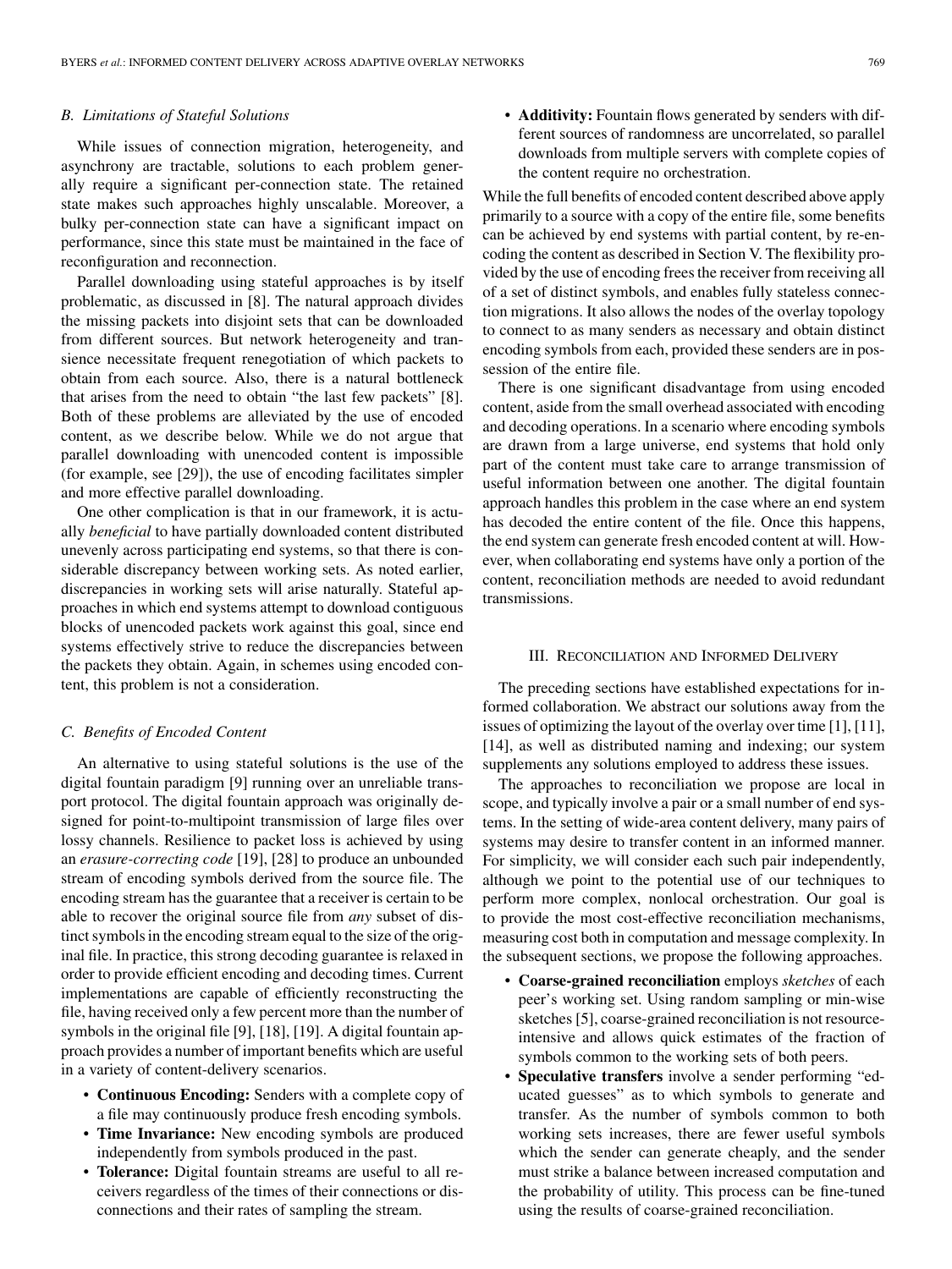### B. Limitations of Stateful Solutions

While issues of connection migration, heterogeneity, and asynchrony are tractable, solutions to each problem generally require a significant per-connection state. The retained state makes such approaches highly unscalable. Moreover, a bulky per-connection state can have a significant impact on performance, since this state must be maintained in the face of reconfiguration and reconnection.

Parallel downloading using stateful approaches is by itself problematic, as discussed in [8]. The natural approach divides the missing packets into disjoint sets that can be downloaded from different sources. But network heterogeneity and transience necessitate frequent renegotiation of which packets to obtain from each source. Also, there is a natural bottleneck that arises from the need to obtain "the last few packets" [8]. Both of these problems are alleviated by the use of encoded content, as we describe below. While we do not argue that parallel downloading with unencoded content is impossible (for example, see [29]), the use of encoding facilitates simpler and more effective parallel downloading.

One other complication is that in our framework, it is actually *beneficial* to have partially downloaded content distributed unevenly across participating end systems, so that there is considerable discrepancy between working sets. As noted earlier, discrepancies in working sets will arise naturally. Stateful approaches in which end systems attempt to download contiguous blocks of unencoded packets work against this goal, since end systems effectively strive to reduce the discrepancies between the packets they obtain. Again, in schemes using encoded content, this problem is not a consideration.

### C. Benefits of Encoded Content

An alternative to using stateful solutions is the use of the digital fountain paradigm [9] running over an unreliable transport protocol. The digital fountain approach was originally designed for point-to-multipoint transmission of large files over lossy channels. Resilience to packet loss is achieved by using an *erasure-correcting code* [19], [28] to produce an unbounded stream of encoding symbols derived from the source file. The encoding stream has the guarantee that a receiver is certain to be able to recover the original source file from *any* subset of distinct symbols in the encoding stream equal to the size of the original file. In practice, this strong decoding guarantee is relaxed in order to provide efficient encoding and decoding times. Current implementations are capable of efficiently reconstructing the file, having received only a few percent more than the number of symbols in the original file [9], [18], [19]. A digital fountain approach provides a number of important benefits which are useful in a variety of content-delivery scenarios.

- **Continuous Encoding:** Senders with a complete copy of a file may continuously produce fresh encoding symbols.
- **Time Invariance:** New encoding symbols are produced independently from symbols produced in the past.
- **Tolerance:** Digital fountain streams are useful to all receivers regardless of the times of their connections or disconnections and their rates of sampling the stream.
- **Additivity:** Fountain flows generated by senders with different sources of randomness are uncorrelated, so parallel downloads from multiple servers with complete copies of the content require no orchestration.

While the full benefits of encoded content described above apply primarily to a source with a copy of the entire file, some benefits can be achieved by end systems with partial content, by re-encoding the content as described in Section V. The flexibility provided by the use of encoding frees the receiver from receiving all of a set of distinct symbols, and enables fully stateless connection migrations. It also allows the nodes of the overlay topology to connect to as many senders as necessary and obtain distinct encoding symbols from each, provided these senders are in possession of the entire file.

There is one significant disadvantage from using encoded content, aside from the small overhead associated with encoding and decoding operations. In a scenario where encoding symbols are drawn from a large universe, end systems that hold only part of the content must take care to arrange transmission of useful information between one another. The digital fountain approach handles this problem in the case where an end system has decoded the entire content of the file. Once this happens, the end system can generate fresh encoded content at will. However, when collaborating end systems have only a portion of the content, reconciliation methods are needed to avoid redundant transmissions.

## III. Reconciliation and Informed Delivery

The preceding sections have established expectations for informed collaboration. We abstract our solutions away from the issues of optimizing the layout of the overlay over time [1], [11], [14], as well as distributed naming and indexing; our system supplements any solutions employed to address these issues.

The approaches to reconciliation we propose are local in scope, and typically involve a pair or a small number of end systems. In the setting of wide-area content delivery, many pairs of systems may desire to transfer content in an informed manner. For simplicity, we will consider each such pair independently, although we point to the potential use of our techniques to perform more complex, nonlocal orchestration. Our goal is to provide the most cost-effective reconciliation mechanisms, measuring cost both in computation and message complexity. In the subsequent sections, we propose the following approaches.

- **Coarse-grained reconciliation** employs *sketches* of each peer's working set. Using random sampling or min-wise sketches [5], coarse-grained reconciliation is not resource-intensive and allows quick estimates of the fraction of symbols common to the working sets of both peers.
- **Speculative transfers** involve a sender performing "educated guesses" as to which symbols to generate and transfer. As the number of symbols common to both working sets increases, there are fewer useful symbols which the sender can generate cheaply, and the sender must strike a balance between increased computation and the probability of utility. This process can be fine-tuned using the results of coarse-grained reconciliation.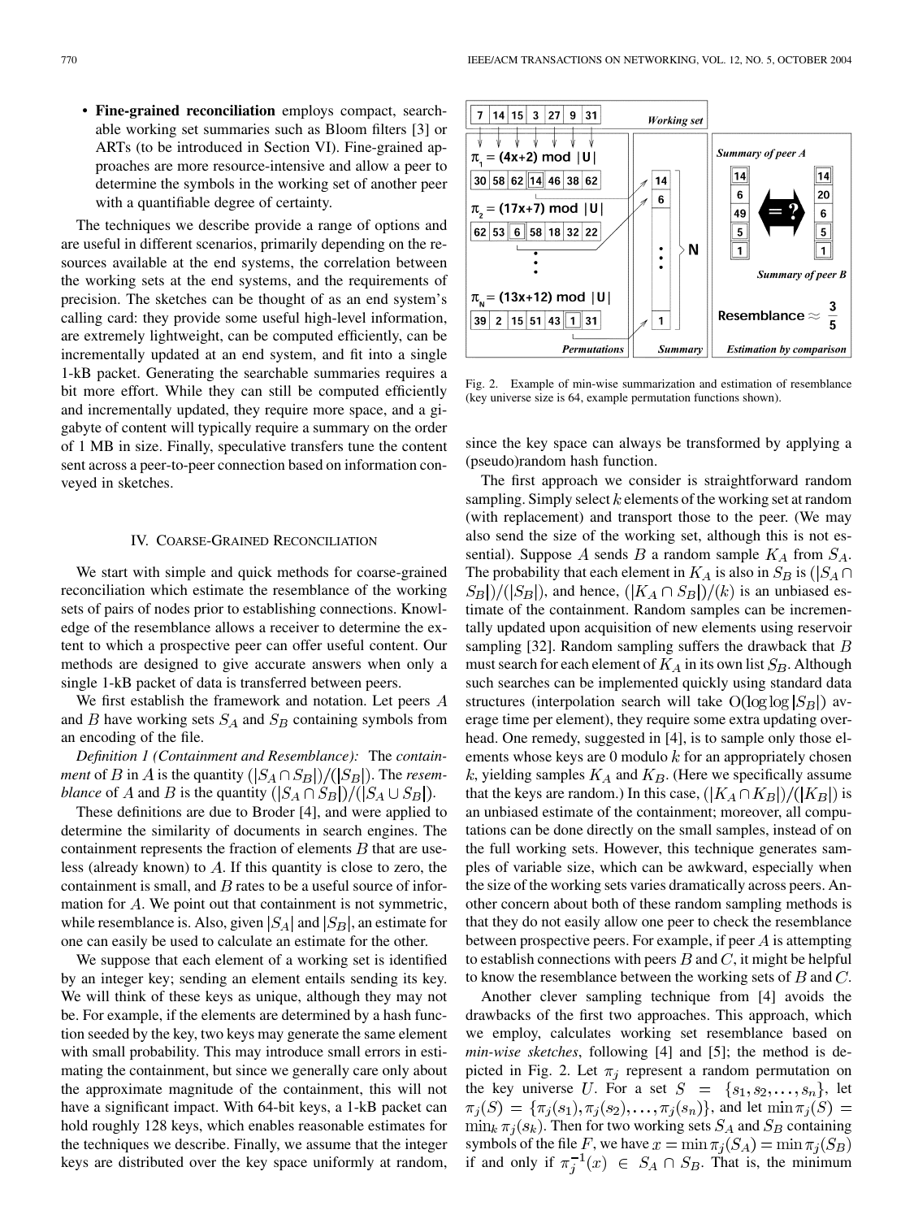- **Fine-grained reconciliation** employs compact, searchable working set summaries such as Bloom filters [3] or ARTs (to be introduced in Section VI). Fine-grained approaches are more resource-intensive and allow a peer to determine the symbols in the working set of another peer with a quantifiable degree of certainty.

The techniques we describe provide a range of options and are useful in different scenarios, primarily depending on the resources available at the end systems, the correlation between the working sets at the end systems, and the requirements of precision. The sketches can be thought of as an end system's calling card: they provide some useful high-level information, are extremely lightweight, can be computed efficiently, can be incrementally updated at an end system, and fit into a single 1-kB packet. Generating the searchable summaries requires a bit more effort. While they can still be computed efficiently and incrementally updated, they require more space, and a gigabyte of content will typically require a summary on the order of 1 MB in size. Finally, speculative transfers tune the content sent across a peer-to-peer connection based on information conveyed in sketches.

## IV. Coarse-Grained Reconciliation

We start with simple and quick methods for coarse-grained reconciliation which estimate the resemblance of the working sets of pairs of nodes prior to establishing connections. Knowledge of the resemblance allows a receiver to determine the extent to which a prospective peer can offer useful content. Our methods are designed to give accurate answers when only a single 1-kB packet of data is transferred between peers.

We first establish the framework and notation. Let peers $A$ and $B$ have working sets $S_A$ and $S_B$ containing symbols from an encoding of the file.

*Definition 1 (Containment and Resemblance):* The *containment* of $B$ in $A$ is the quantity $(|S_A \cap S_B|)/(|S_B|)$. The *resemblance* of $A$ and $B$ is the quantity $(|S_A \cap S_B|)/(|S_A \cup S_B|)$.

These definitions are due to Broder [4], and were applied to determine the similarity of documents in search engines. The containment represents the fraction of elements $B$ that are useless (already known) to $A$. If this quantity is close to zero, the containment is small, and $B$ rates to be a useful source of information for $A$. We point out that containment is not symmetric, while resemblance is. Also, given $|S_A|$ and $|S_B|$, an estimate for one can easily be used to calculate an estimate for the other.

We suppose that each element of a working set is identified by an integer key; sending an element entails sending its key. We will think of these keys as unique, although they may not be. For example, if the elements are determined by a hash function seeded by the key, two keys may generate the same element with small probability. This may introduce small errors in estimating the containment, but since we generally care only about the approximate magnitude of the containment, this will not have a significant impact. With 64-bit keys, a 1-kB packet can hold roughly 128 keys, which enables reasonable estimates for the techniques we describe. Finally, we assume that the integer keys are distributed over the key space uniformly at random, since the key space can always be transformed by applying a (pseudo)random hash function.

Fig. 2. Example of min-wise summarization and estimation of resemblance (key universe size is 64, example permutation functions shown).

The first approach we consider is straightforward random sampling. Simply select $k$ elements of the working set at random (with replacement) and transport those to the peer. (We may also send the size of the working set, although this is not essential). Suppose $A$ sends $B$ a random sample $K_A$ from $S_A$. The probability that each element in $K_A$ is also in $S_B$ is $(|S_A \cap S_B|)/(|S_B|)$, and hence, $(|K_A \cap S_B|)/(k)$ is an unbiased estimate of the containment. Random samples can be incrementally updated upon acquisition of new elements using reservoir sampling [32]. Random sampling suffers the drawback that $B$ must search for each element of $K_A$ in its own list $S_B$. Although such searches can be implemented quickly using standard data structures (interpolation search will take $O(\log \log |S_B|)$ average time per element), they require some extra updating overhead. One remedy, suggested in [4], is to sample only those elements whose keys are 0 modulo $k$ for an appropriately chosen $k$, yielding samples $K_A$ and $K_B$. (Here we specifically assume that the keys are random.) In this case, $(|K_A \cap K_B|)/(|K_B|)$ is an unbiased estimate of the containment; moreover, all computations can be done directly on the small samples, instead of on the full working sets. However, this technique generates samples of variable size, which can be awkward, especially when the size of the working sets varies dramatically across peers. Another concern about both of these random sampling methods is that they do not easily allow one peer to check the resemblance between prospective peers. For example, if peer $A$ is attempting to establish connections with peers $B$ and $C$, it might be helpful to know the resemblance between the working sets of $B$ and $C$.

Another clever sampling technique from [4] avoids the drawbacks of the first two approaches. This approach, which we employ, calculates working set resemblance based on *min-wise sketches*, following [4] and [5]; the method is depicted in Fig. 2. Let $\pi_j$ represent a random permutation on the key universe $U$. For a set $S = \{s_1, s_2, \ldots, s_n\}$, let $\pi_j(S) = \{\pi_j(s_1), \pi_j(s_2), \ldots, \pi_j(s_n)\}$, and let $\min \pi_j(S) = \min_k \pi_j(s_k)$. Then for two working sets $S_A$ and $S_B$ containing symbols of the file $F$, we have $x = \min \pi_j(S_A) = \min \pi_j(S_B)$ if and only if $\pi_j^{-1}(x) \in S_A \cap S_B$. That is, the minimum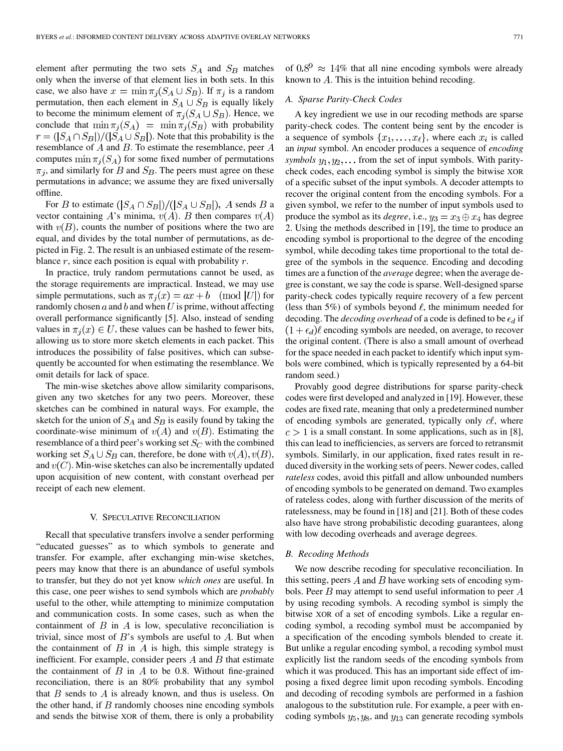element after permuting the two sets $S_A$ and $S_B$ matches only when the inverse of that element lies in both sets. In this case, we also have $x = \min \pi_j(S_A \cup S_B)$. If $\pi_j$ is a random permutation, then each element in $S_A \cup S_B$ is equally likely to become the minimum element of $\pi_j(S_A \cup S_B)$. Hence, we conclude that $\min \pi_j(S_A) = \min \pi_j(S_B)$ with probability $r = (|S_A \cap S_B|)/(|S_A \cup S_B|)$. Note that this probability is the resemblance of $A$ and $B$. To estimate the resemblance, peer $A$ computes $\min \pi_j(S_A)$ for some fixed number of permutations $\pi_j$, and similarly for $B$ and $S_B$. The peers must agree on these permutations in advance; we assume they are fixed universally offline.

For $B$ to estimate $(|S_A \cap S_B|)/(|S_A \cup S_B|)$, $A$ sends $B$ a vector containing $A$'s minima, $v(A)$. $B$ then compares $v(A)$ with $v(B)$, counts the number of positions where the two are equal, and divides by the total number of permutations, as depicted in Fig. 2. The result is an unbiased estimate of the resemblance $r$, since each position is equal with probability $r$.

In practice, truly random permutations cannot be used, as the storage requirements are impractical. Instead, we may use simple permutations, such as $\pi_j(x) = ax + b \pmod{|U|}$ for randomly chosen $a$ and $b$ and when $U$ is prime, without affecting overall performance significantly [5]. Also, instead of sending values in $\pi_j(x) \in U$, these values can be hashed to fewer bits, allowing us to store more sketch elements in each packet. This introduces the possibility of false positives, which can subsequently be accounted for when estimating the resemblance. We omit details for lack of space.

The min-wise sketches above allow similarity comparisons, given any two sketches for any two peers. Moreover, these sketches can be combined in natural ways. For example, the sketch for the union of $S_A$ and $S_B$ is easily found by taking the coordinate-wise minimum of $v(A)$ and $v(B)$. Estimating the resemblance of a third peer's working set $S_C$ with the combined working set $S_A \cup S_B$ can, therefore, be done with $v(A), v(B)$, and $v(C)$. Min-wise sketches can also be incrementally updated upon acquisition of new content, with constant overhead per receipt of each new element.

## V. Speculative Reconciliation

Recall that speculative transfers involve a sender performing "educated guesses" as to which symbols to generate and transfer. For example, after exchanging min-wise sketches, peers may know that there is an abundance of useful symbols to transfer, but they do not yet know *which ones* are useful. In this case, one peer wishes to send symbols which are *probably* useful to the other, while attempting to minimize computation and communication costs. In some cases, such as when the containment of $B$ in $A$ is low, speculative reconciliation is trivial, since most of $B$'s symbols are useful to $A$. But when the containment of $B$ in $A$ is high, this simple strategy is inefficient. For example, consider peers $A$ and $B$ that estimate the containment of $B$ in $A$ to be 0.8. Without fine-grained reconciliation, there is an 80% probability that any symbol that $B$ sends to $A$ is already known, and thus is useless. On the other hand, if $B$ randomly chooses nine encoding symbols and sends the bitwise XOR of them, there is only a probability of $0.8^9 \approx 14\%$ that all nine encoding symbols were already known to $A$. This is the intuition behind recoding.

### A. Sparse Parity-Check Codes

A key ingredient we use in our recoding methods are sparse parity-check codes. The content being sent by the encoder is a sequence of symbols $\{x_1, \ldots, x_\ell\}$, where each $x_i$ is called an *input* symbol. An encoder produces a sequence of *encoding symbols* $y_1, y_2, \ldots$ from the set of input symbols. With parity-check codes, each encoding symbol is simply the bitwise XOR of a specific subset of the input symbols. A decoder attempts to recover the original content from the encoding symbols. For a given symbol, we refer to the number of input symbols used to produce the symbol as its *degree*, i.e., $y_3 = x_3 \oplus x_4$ has degree 2. Using the methods described in [19], the time to produce an encoding symbol is proportional to the degree of the encoding symbol, while decoding takes time proportional to the total degree of the symbols in the sequence. Encoding and decoding times are a function of the *average* degree; when the average degree is constant, we say the code is sparse. Well-designed sparse parity-check codes typically require recovery of a few percent (less than 5%) of symbols beyond $\ell$, the minimum needed for decoding. The *decoding overhead* of a code is defined to be $\epsilon_d$ if $(1 + \epsilon_d)\ell$ encoding symbols are needed, on average, to recover the original content. (There is also a small amount of overhead for the space needed in each packet to identify which input symbols were combined, which is typically represented by a 64-bit random seed.)

Provably good degree distributions for sparse parity-check codes were first developed and analyzed in [19]. However, these codes are fixed rate, meaning that only a predetermined number of encoding symbols are generated, typically only $c\ell$, where $c > 1$ is a small constant. In some applications, such as in [8], this can lead to inefficiencies, as servers are forced to retransmit symbols. Similarly, in our application, fixed rates result in reduced diversity in the working sets of peers. Newer codes, called *rateless* codes, avoid this pitfall and allow unbounded numbers of encoding symbols to be generated on demand. Two examples of rateless codes, along with further discussion of the merits of ratelessness, may be found in [18] and [21]. Both of these codes also have have strong probabilistic decoding guarantees, along with low decoding overheads and average degrees.

### B. Recoding Methods

We now describe recoding for speculative reconciliation. In this setting, peers $A$ and $B$ have working sets of encoding symbols. Peer $B$ may attempt to send useful information to peer $A$ by using recoding symbols. A recoding symbol is simply the bitwise XOR of a set of encoding symbols. Like a regular encoding symbol, a recoding symbol must be accompanied by a specification of the encoding symbols blended to create it. But unlike a regular encoding symbol, a recoding symbol must explicitly list the random seeds of the encoding symbols from which it was produced. This has an important side effect of imposing a fixed degree limit upon recoding symbols. Encoding and decoding of recoding symbols are performed in a fashion analogous to the substitution rule. For example, a peer with encoding symbols $y_5, y_8$, and $y_{13}$ can generate recoding symbols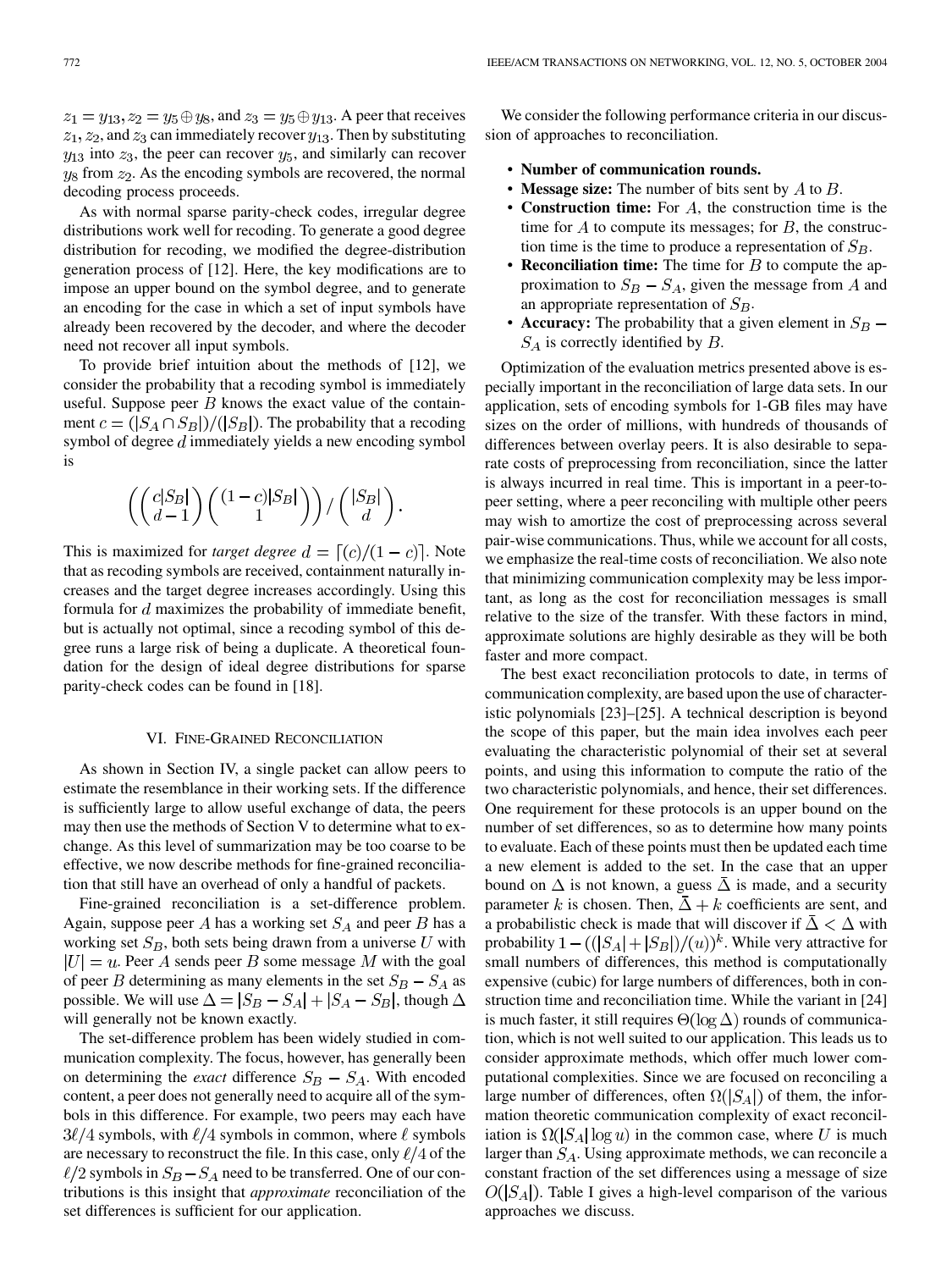$z_1 = y_{13}, z_2 = y_5 \oplus y_8$, and $z_3 = y_5 \oplus y_{13}$. A peer that receives $z_1, z_2$, and $z_3$ can immediately recover $y_{13}$. Then by substituting $y_{13}$ into $z_3$, the peer can recover $y_5$, and similarly can recover $y_8$ from $z_2$. As the encoding symbols are recovered, the normal decoding process proceeds.

As with normal sparse parity-check codes, irregular degree distributions work well for recoding. To generate a good degree distribution for recoding, we modified the degree-distribution generation process of [12]. Here, the key modifications are to impose an upper bound on the symbol degree, and to generate an encoding for the case in which a set of input symbols have already been recovered by the decoder, and where the decoder need not recover all input symbols.

To provide brief intuition about the methods of [12], we consider the probability that a recoding symbol is immediately useful. Suppose peer $B$ knows the exact value of the containment $c = (|S_A \cap S_B|)/(|S_B|)$. The probability that a recoding symbol of degree $d$ immediately yields a new encoding symbol is

$$\left( \binom{c|S_B|}{d-1} \binom{(1-c)|S_B|}{1} \right) / \binom{|S_B|}{d}.$$

This is maximized for *target degree* $d = \lceil (c)/(1-c) \rceil$. Note that as recoding symbols are received, containment naturally increases and the target degree increases accordingly. Using this formula for $d$ maximizes the probability of immediate benefit, but is actually not optimal, since a recoding symbol of this degree runs a large risk of being a duplicate. A theoretical foundation for the design of ideal degree distributions for sparse parity-check codes can be found in [18].

## VI. Fine-Grained Reconciliation

As shown in Section IV, a single packet can allow peers to estimate the resemblance in their working sets. If the difference is sufficiently large to allow useful exchange of data, the peers may then use the methods of Section V to determine what to exchange. As this level of summarization may be too coarse to be effective, we now describe methods for fine-grained reconciliation that still have an overhead of only a handful of packets.

Fine-grained reconciliation is a set-difference problem. Again, suppose peer $A$ has a working set $S_A$ and peer $B$ has a working set $S_B$, both sets being drawn from a universe $U$ with $|U| = u$. Peer $A$ sends peer $B$ some message $M$ with the goal of peer $B$ determining as many elements in the set $S_B - S_A$ as possible. We will use $\Delta = |S_B - S_A| + |S_A - S_B|$, though $\Delta$ will generally not be known exactly.

The set-difference problem has been widely studied in communication complexity. The focus, however, has generally been on determining the *exact* difference $S_B - S_A$. With encoded content, a peer does not generally need to acquire all of the symbols in this difference. For example, two peers may each have $3\ell/4$ symbols, with $\ell/4$ symbols in common, where $\ell$ symbols are necessary to reconstruct the file. In this case, only $\ell/4$ of the $\ell/2$ symbols in $S_B - S_A$ need to be transferred. One of our contributions is this insight that *approximate* reconciliation of the set differences is sufficient for our application.

We consider the following performance criteria in our discussion of approaches to reconciliation.

- **Number of communication rounds.**
- **Message size:** The number of bits sent by $A$ to $B$.
- **Construction time:** For $A$, the construction time is the time for $A$ to compute its messages; for $B$, the construction time is the time to produce a representation of $S_B$.
- **Reconciliation time:** The time for $B$ to compute the approximation to $S_B - S_A$, given the message from $A$ and an appropriate representation of $S_B$.
- **Accuracy:** The probability that a given element in $S_B - S_A$ is correctly identified by $B$.

Optimization of the evaluation metrics presented above is especially important in the reconciliation of large data sets. In our application, sets of encoding symbols for 1-GB files may have sizes on the order of millions, with hundreds of thousands of differences between overlay peers. It is also desirable to separate costs of preprocessing from reconciliation, since the latter is always incurred in real time. This is important in a peer-to-peer setting, where a peer reconciling with multiple other peers may wish to amortize the cost of preprocessing across several pair-wise communications. Thus, while we account for all costs, we emphasize the real-time costs of reconciliation. We also note that minimizing communication complexity may be less important, as long as the cost for reconciliation messages is small relative to the size of the transfer. With these factors in mind, approximate solutions are highly desirable as they will be both faster and more compact.

The best exact reconciliation protocols to date, in terms of communication complexity, are based upon the use of characteristic polynomials [23]–[25]. A technical description is beyond the scope of this paper, but the main idea involves each peer evaluating the characteristic polynomial of their set at several points, and using this information to compute the ratio of the two characteristic polynomials, and hence, their set differences. One requirement for these protocols is an upper bound on the number of set differences, so as to determine how many points to evaluate. Each of these points must then be updated each time a new element is added to the set. In the case that an upper bound on $\Delta$ is not known, a guess $\bar{\Delta}$ is made, and a security parameter $k$ is chosen. Then, $\bar{\Delta} + k$ coefficients are sent, and a probabilistic check is made that will discover if $\bar{\Delta} < \Delta$ with probability $1 - ((|S_A| + |S_B|)/(u))^k$. While very attractive for small numbers of differences, this method is computationally expensive (cubic) for large numbers of differences, both in construction time and reconciliation time. While the variant in [24] is much faster, it still requires $\Theta(\log \Delta)$ rounds of communication, which is not well suited to our application. This leads us to consider approximate methods, which offer much lower computational complexities. Since we are focused on reconciling a large number of differences, often $\Omega(|S_A|)$ of them, the information theoretic communication complexity of exact reconciliation is $\Omega(|S_A| \log u)$ in the common case, where $U$ is much larger than $S_A$. Using approximate methods, we can reconcile a constant fraction of the set differences using a message of size $O(|S_A|)$. Table I gives a high-level comparison of the various approaches we discuss.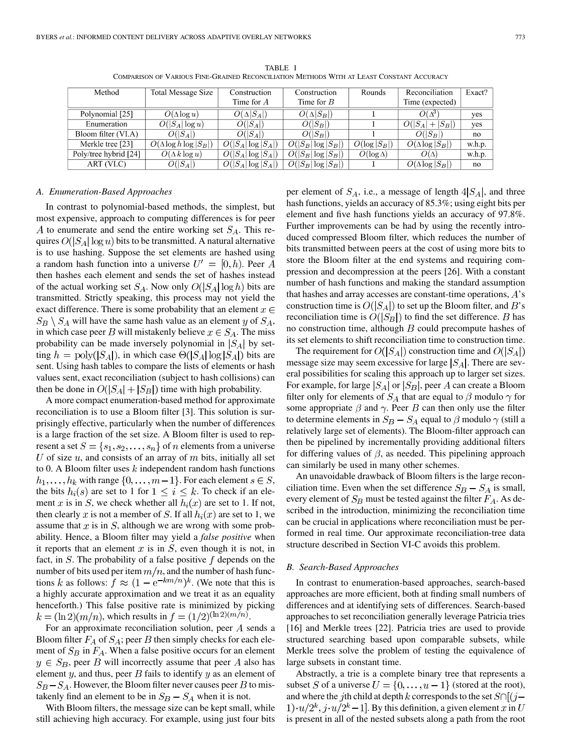TABLE I
COMPARISON OF VARIOUS FINE-GRAINED RECONCILIATION METHODS WITH AT LEAST CONSTANT ACCURACY

| Method | Total Message Size | Construction Time for $A$ | Construction Time for $B$ | Rounds | Reconciliation Time (expected) | Exact? |
|---|---|---|---|---|---|---|
| Polynomial [25] | $O(\Delta \log u)$ | $O(\Delta \|S_A\|)$ | $O(\Delta \|S_B\|)$ | 1 | $O(\Delta^3)$ | yes |
| Enumeration | $O(\|S_A\| \log u)$ | $O(\|S_A\|)$ | $O(\|S_B\|)$ | 1 | $O(\|S_A\| + \|S_B\|)$ | yes |
| Bloom filter (VI.A) | $O(\|S_A\|)$ | $O(\|S_A\|)$ | $O(\|S_B\|)$ | 1 | $O(\|S_B\|)$ | no |
| Merkle tree [23] | $O(\Delta \log h \log \|S_B\|)$ | $O(\|S_A\| \log \|S_A\|)$ | $O(\|S_B\| \log \|S_B\|)$ | $O(\log \|S_B\|)$ | $O(\Delta \log \|S_B\|)$ | w.h.p. |
| Poly/tree hybrid [24] | $O(\Delta\, k \log u)$ | $O(\|S_A\| \log \|S_A\|)$ | $O(\|S_B\| \log \|S_B\|)$ | $O(\log \Delta)$ | $O(\Delta)$ | w.h.p. |
| ART (VI.C) | $O(\|S_A\|)$ | $O(\|S_A\| \log \|S_A\|)$ | $O(\|S_B\| \log \|S_B\|)$ | 1 | $O(\Delta \log \|S_B\|)$ | no |

### A. Enumeration-Based Approaches

In contrast to polynomial-based methods, the simplest, but most expensive, approach to computing differences is for peer $A$ to enumerate and send the entire working set $S_A$. This requires $O(|S_A| \log u)$ bits to be transmitted. A natural alternative is to use hashing. Suppose the set elements are hashed using a random hash function into a universe $U' = [0, h)$. Peer $A$ then hashes each element and sends the set of hashes instead of the actual working set $S_A$. Now only $O(|S_A| \log h)$ bits are transmitted. Strictly speaking, this process may not yield the exact difference. There is some probability that an element $x \in S_B \setminus S_A$ will have the same hash value as an element $y$ of $S_A$, in which case peer $B$ will mistakenly believe $x \in S_A$. The miss probability can be made inversely polynomial in $|S_A|$ by setting $h = \text{poly}(|S_A|)$, in which case $\Theta(|S_A| \log |S_A|)$ bits are sent. Using hash tables to compare the lists of elements or hash values sent, exact reconciliation (subject to hash collisions) can then be done in $O(|S_A| + |S_B|)$ time with high probability.

A more compact enumeration-based method for approximate reconciliation is to use a Bloom filter [3]. This solution is surprisingly effective, particularly when the number of differences is a large fraction of the set size. A Bloom filter is used to represent a set $S = \{s_1, s_2, \ldots, s_n\}$ of $n$ elements from a universe $U$ of size $u$, and consists of an array of $m$ bits, initially all set to 0. A Bloom filter uses $k$ independent random hash functions $h_1, \ldots, h_k$ with range $\{0, \ldots, m-1\}$. For each element $s \in S$, the bits $h_i(s)$ are set to 1 for $1 \le i \le k$. To check if an element $x$ is in $S$, we check whether all $h_i(x)$ are set to 1. If not, then clearly $x$ is not a member of $S$. If all $h_i(x)$ are set to 1, we assume that $x$ is in $S$, although we are wrong with some probability. Hence, a Bloom filter may yield a *false positive* when it reports that an element $x$ is in $S$, even though it is not, in fact, in $S$. The probability of a false positive $f$ depends on the number of bits used per item $m/n$, and the number of hash functions $k$ as follows: $f \approx (1 - e^{-km/n})^k$. (We note that this is a highly accurate approximation and we treat it as an equality henceforth.) This false positive rate is minimized by picking $k = (\ln 2)(m/n)$, which results in $f = (1/2)^{(\ln 2)(m/n)}$.

For an approximate reconciliation solution, peer $A$ sends a Bloom filter $F_A$ of $S_A$; peer $B$ then simply checks for each element of $S_B$ in $F_A$. When a false positive occurs for an element $y \in S_B$, peer $B$ will incorrectly assume that peer $A$ also has element $y$, and thus, peer $B$ fails to identify $y$ as an element of $S_B - S_A$. However, the Bloom filter never causes peer $B$ to mistakenly find an element to be in $S_B - S_A$ when it is not.

With Bloom filters, the message size can be kept small, while still achieving high accuracy. For example, using just four bits per element of $S_A$, i.e., a message of length $4|S_A|$, and three hash functions, yields an accuracy of 85.3%; using eight bits per element and five hash functions yields an accuracy of 97.8%. Further improvements can be had by using the recently introduced compressed Bloom filter, which reduces the number of bits transmitted between peers at the cost of using more bits to store the Bloom filter at the end systems and requiring compression and decompression at the peers [26]. With a constant number of hash functions and making the standard assumption that hashes and array accesses are constant-time operations, $A$'s construction time is $O(|S_A|)$ to set up the Bloom filter, and $B$'s reconciliation time is $O(|S_B|)$ to find the set difference. $B$ has no construction time, although $B$ could precompute hashes of its set elements to shift reconciliation time to construction time.

The requirement for $O(|S_A|)$ construction time and $O(|S_A|)$ message size may seem excessive for large $|S_A|$. There are several possibilities for scaling this approach up to larger set sizes. For example, for large $|S_A|$ or $|S_B|$, peer $A$ can create a Bloom filter only for elements of $S_A$ that are equal to $\beta$ modulo $\gamma$ for some appropriate $\beta$ and $\gamma$. Peer $B$ can then only use the filter to determine elements in $S_B - S_A$ equal to $\beta$ modulo $\gamma$ (still a relatively large set of elements). The Bloom-filter approach can then be pipelined by incrementally providing additional filters for differing values of $\beta$, as needed. This pipelining approach can similarly be used in many other schemes.

An unavoidable drawback of Bloom filters is the large reconciliation time. Even when the set difference $S_B - S_A$ is small, every element of $S_B$ must be tested against the filter $F_A$. As described in the introduction, minimizing the reconciliation time can be crucial in applications where reconciliation must be performed in real time. Our approximate reconciliation-tree data structure described in Section VI-C avoids this problem.

### B. Search-Based Approaches

In contrast to enumeration-based approaches, search-based approaches are more efficient, both at finding small numbers of differences and at identifying sets of differences. Search-based approaches to set reconciliation generally leverage Patricia tries [16] and Merkle trees [22]. Patricia tries are used to provide structured searching based upon comparable subsets, while Merkle trees solve the problem of testing the equivalence of large subsets in constant time.

Abstractly, a trie is a complete binary tree that represents a subset $S$ of a universe $U = \{0, \ldots, u-1\}$ (stored at the root), and where the $j$th child at depth $k$ corresponds to the set $S \cap [(j-1) \cdot u/2^k, j \cdot u/2^k - 1]$. By this definition, a given element $x$ in $U$ is present in all of the nested subsets along a path from the root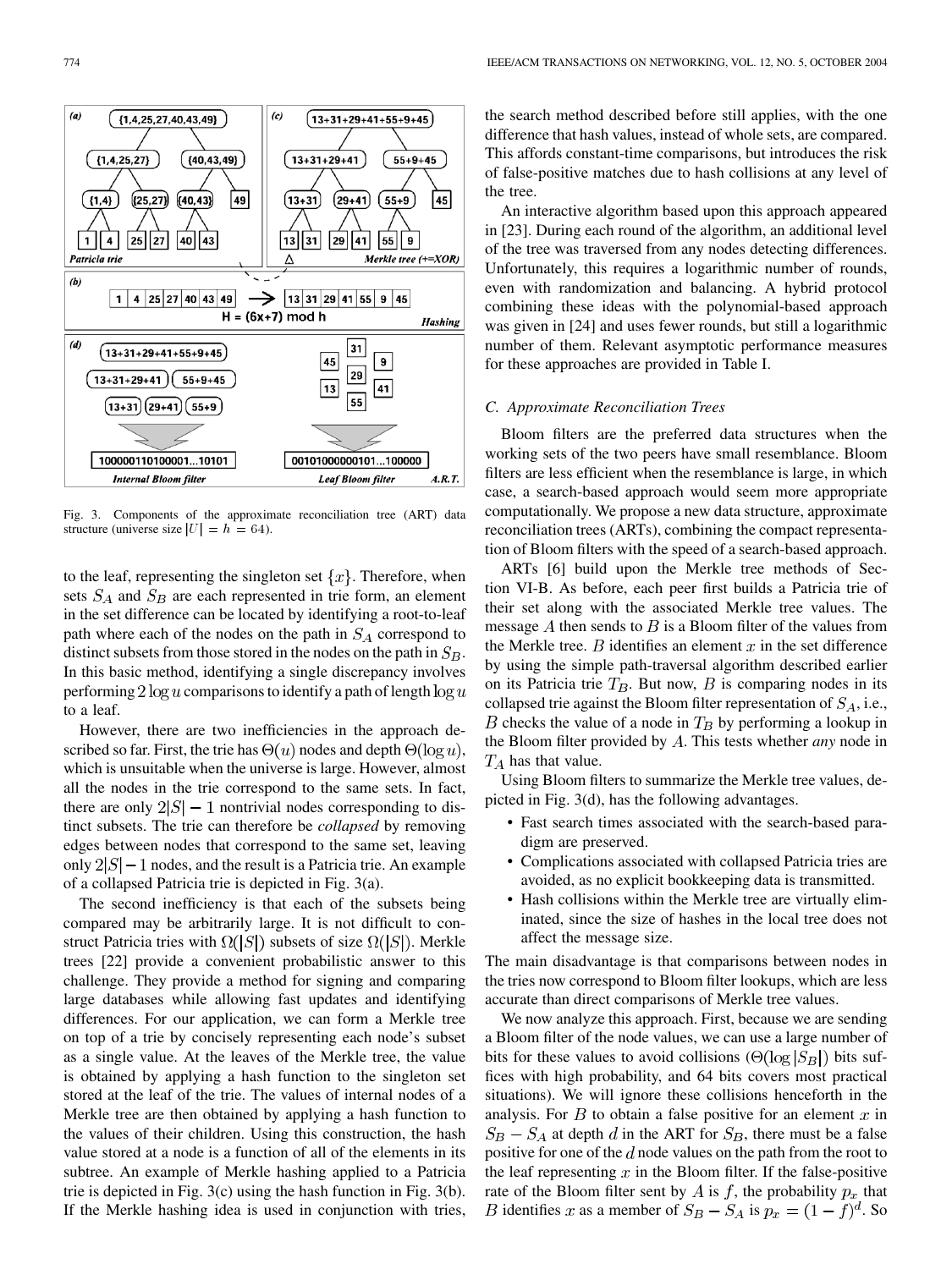Fig. 3. Components of the approximate reconciliation tree (ART) data structure (universe size $|U| = h = 64$).

to the leaf, representing the singleton set $\{x\}$. Therefore, when sets $S_A$ and $S_B$ are each represented in trie form, an element in the set difference can be located by identifying a root-to-leaf path where each of the nodes on the path in $S_A$ correspond to distinct subsets from those stored in the nodes on the path in $S_B$. In this basic method, identifying a single discrepancy involves performing $2 \log u$ comparisons to identify a path of length $\log u$ to a leaf.

However, there are two inefficiencies in the approach described so far. First, the trie has $\Theta(u)$ nodes and depth $\Theta(\log u)$, which is unsuitable when the universe is large. However, almost all the nodes in the trie correspond to the same sets. In fact, there are only $2|S| - 1$ nontrivial nodes corresponding to distinct subsets. The trie can therefore be *collapsed* by removing edges between nodes that correspond to the same set, leaving only $2|S| - 1$ nodes, and the result is a Patricia trie. An example of a collapsed Patricia trie is depicted in Fig. 3(a).

The second inefficiency is that each of the subsets being compared may be arbitrarily large. It is not difficult to construct Patricia tries with $\Omega(|S|)$ subsets of size $\Omega(|S|)$. Merkle trees [22] provide a convenient probabilistic answer to this challenge. They provide a method for signing and comparing large databases while allowing fast updates and identifying differences. For our application, we can form a Merkle tree on top of a trie by concisely representing each node's subset as a single value. At the leaves of the Merkle tree, the value is obtained by applying a hash function to the singleton set stored at the leaf of the trie. The values of internal nodes of a Merkle tree are then obtained by applying a hash function to the values of their children. Using this construction, the hash value stored at a node is a function of all of the elements in its subtree. An example of Merkle hashing applied to a Patricia trie is depicted in Fig. 3(c) using the hash function in Fig. 3(b). If the Merkle hashing idea is used in conjunction with tries, the search method described before still applies, with the one difference that hash values, instead of whole sets, are compared. This affords constant-time comparisons, but introduces the risk of false-positive matches due to hash collisions at any level of the tree.

An interactive algorithm based upon this approach appeared in [23]. During each round of the algorithm, an additional level of the tree was traversed from any nodes detecting differences. Unfortunately, this requires a logarithmic number of rounds, even with randomization and balancing. A hybrid protocol combining these ideas with the polynomial-based approach was given in [24] and uses fewer rounds, but still a logarithmic number of them. Relevant asymptotic performance measures for these approaches are provided in Table I.

### C. Approximate Reconciliation Trees

Bloom filters are the preferred data structures when the working sets of the two peers have small resemblance. Bloom filters are less efficient when the resemblance is large, in which case, a search-based approach would seem more appropriate computationally. We propose a new data structure, approximate reconciliation trees (ARTs), combining the compact representation of Bloom filters with the speed of a search-based approach.

ARTs [6] build upon the Merkle tree methods of Section VI-B. As before, each peer first builds a Patricia trie of their set along with the associated Merkle tree values. The message $A$ then sends to $B$ is a Bloom filter of the values from the Merkle tree. $B$ identifies an element $x$ in the set difference by using the simple path-traversal algorithm described earlier on its Patricia trie $T_B$. But now, $B$ is comparing nodes in its collapsed trie against the Bloom filter representation of $S_A$, i.e., $B$ checks the value of a node in $T_B$ by performing a lookup in the Bloom filter provided by $A$. This tests whether *any* node in $T_A$ has that value.

Using Bloom filters to summarize the Merkle tree values, depicted in Fig. 3(d), has the following advantages.

- Fast search times associated with the search-based paradigm are preserved.
- Complications associated with collapsed Patricia tries are avoided, as no explicit bookkeeping data is transmitted.
- Hash collisions within the Merkle tree are virtually eliminated, since the size of hashes in the local tree does not affect the message size.

The main disadvantage is that comparisons between nodes in the tries now correspond to Bloom filter lookups, which are less accurate than direct comparisons of Merkle tree values.

We now analyze this approach. First, because we are sending a Bloom filter of the node values, we can use a large number of bits for these values to avoid collisions ($\Theta(\log |S_B|)$ bits suffices with high probability, and 64 bits covers most practical situations). We will ignore these collisions henceforth in the analysis. For $B$ to obtain a false positive for an element $x$ in $S_B - S_A$ at depth $d$ in the ART for $S_B$, there must be a false positive for one of the $d$ node values on the path from the root to the leaf representing $x$ in the Bloom filter. If the false-positive rate of the Bloom filter sent by $A$ is $f$, the probability $p_x$ that $B$ identifies $x$ as a member of $S_B - S_A$ is $p_x = (1 - f)^d$. So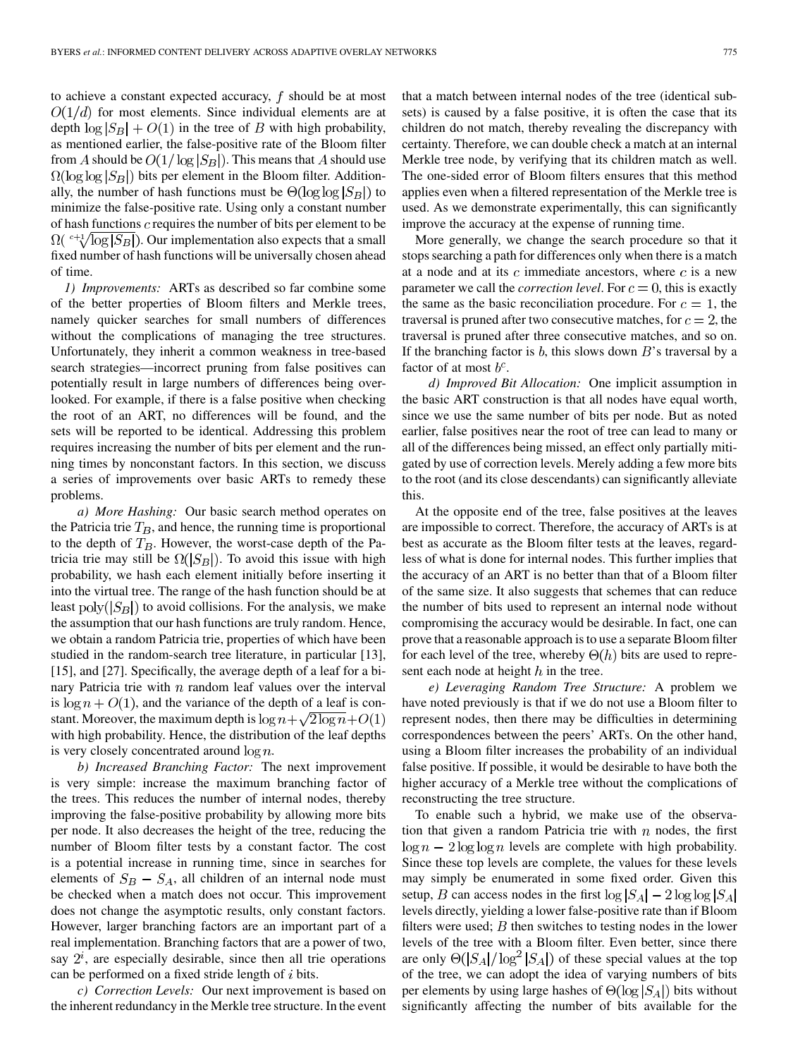to achieve a constant expected accuracy, $f$ should be at most $O(1/d)$ for most elements. Since individual elements are at depth $\log |S_B| + O(1)$ in the tree of $B$ with high probability, as mentioned earlier, the false-positive rate of the Bloom filter from $A$ should be $O(1/\log |S_B|)$. This means that $A$ should use $\Omega(\log \log |S_B|)$ bits per element in the Bloom filter. Additionally, the number of hash functions must be $\Theta(\log \log |S_B|)$ to minimize the false-positive rate. Using only a constant number of hash functions $c$ requires the number of bits per element to be $\Omega(\sqrt[c+1]{\log |S_B|})$. Our implementation also expects that a small fixed number of hash functions will be universally chosen ahead of time.

*1) Improvements:* ARTs as described so far combine some of the better properties of Bloom filters and Merkle trees, namely quicker searches for small numbers of differences without the complications of managing the tree structures. Unfortunately, they inherit a common weakness in tree-based search strategies—incorrect pruning from false positives can potentially result in large numbers of differences being overlooked. For example, if there is a false positive when checking the root of an ART, no differences will be found, and the sets will be reported to be identical. Addressing this problem requires increasing the number of bits per element and the running times by nonconstant factors. In this section, we discuss a series of improvements over basic ARTs to remedy these problems.

*a) More Hashing:* Our basic search method operates on the Patricia trie $T_B$, and hence, the running time is proportional to the depth of $T_B$. However, the worst-case depth of the Patricia trie may still be $\Omega(|S_B|)$. To avoid this issue with high probability, we hash each element initially before inserting it into the virtual tree. The range of the hash function should be at least $\text{poly}(|S_B|)$ to avoid collisions. For the analysis, we make the assumption that our hash functions are truly random. Hence, we obtain a random Patricia trie, properties of which have been studied in the random-search tree literature, in particular [13], [15], and [27]. Specifically, the average depth of a leaf for a binary Patricia trie with $n$ random leaf values over the interval is $\log n + O(1)$, and the variance of the depth of a leaf is constant. Moreover, the maximum depth is $\log n + \sqrt{2 \log n} + O(1)$ with high probability. Hence, the distribution of the leaf depths is very closely concentrated around $\log n$.

*b) Increased Branching Factor:* The next improvement is very simple: increase the maximum branching factor of the trees. This reduces the number of internal nodes, thereby improving the false-positive probability by allowing more bits per node. It also decreases the height of the tree, reducing the number of Bloom filter tests by a constant factor. The cost is a potential increase in running time, since in searches for elements of $S_B - S_A$, all children of an internal node must be checked when a match does not occur. This improvement does not change the asymptotic results, only constant factors. However, larger branching factors are an important part of a real implementation. Branching factors that are a power of two, say $2^i$, are especially desirable, since then all trie operations can be performed on a fixed stride length of $i$ bits.

*c) Correction Levels:* Our next improvement is based on the inherent redundancy in the Merkle tree structure. In the event that a match between internal nodes of the tree (identical subsets) is caused by a false positive, it is often the case that its children do not match, thereby revealing the discrepancy with certainty. Therefore, we can double check a match at an internal Merkle tree node, by verifying that its children match as well. The one-sided error of Bloom filters ensures that this method applies even when a filtered representation of the Merkle tree is used. As we demonstrate experimentally, this can significantly improve the accuracy at the expense of running time.

More generally, we change the search procedure so that it stops searching a path for differences only when there is a match at a node and at its $c$ immediate ancestors, where $c$ is a new parameter we call the *correction level*. For $c = 0$, this is exactly the same as the basic reconciliation procedure. For $c = 1$, the traversal is pruned after two consecutive matches, for $c = 2$, the traversal is pruned after three consecutive matches, and so on. If the branching factor is $b$, this slows down $B$'s traversal by a factor of at most $b^c$.

*d) Improved Bit Allocation:* One implicit assumption in the basic ART construction is that all nodes have equal worth, since we use the same number of bits per node. But as noted earlier, false positives near the root of tree can lead to many or all of the differences being missed, an effect only partially mitigated by use of correction levels. Merely adding a few more bits to the root (and its close descendants) can significantly alleviate this.

At the opposite end of the tree, false positives at the leaves are impossible to correct. Therefore, the accuracy of ARTs is at best as accurate as the Bloom filter tests at the leaves, regardless of what is done for internal nodes. This further implies that the accuracy of an ART is no better than that of a Bloom filter of the same size. It also suggests that schemes that can reduce the number of bits used to represent an internal node without compromising the accuracy would be desirable. In fact, one can prove that a reasonable approach is to use a separate Bloom filter for each level of the tree, whereby $\Theta(h)$ bits are used to represent each node at height $h$ in the tree.

*e) Leveraging Random Tree Structure:* A problem we have noted previously is that if we do not use a Bloom filter to represent nodes, then there may be difficulties in determining correspondences between the peers' ARTs. On the other hand, using a Bloom filter increases the probability of an individual false positive. If possible, it would be desirable to have both the higher accuracy of a Merkle tree without the complications of reconstructing the tree structure.

To enable such a hybrid, we make use of the observation that given a random Patricia trie with $n$ nodes, the first $\log n - 2 \log \log n$ levels are complete with high probability. Since these top levels are complete, the values for these levels may simply be enumerated in some fixed order. Given this setup, $B$ can access nodes in the first $\log |S_A| - 2 \log \log |S_A|$ levels directly, yielding a lower false-positive rate than if Bloom filters were used; $B$ then switches to testing nodes in the lower levels of the tree with a Bloom filter. Even better, since there are only $\Theta(|S_A|/\log^2 |S_A|)$ of these special values at the top of the tree, we can adopt the idea of varying numbers of bits per elements by using large hashes of $\Theta(\log |S_A|)$ bits without significantly affecting the number of bits available for the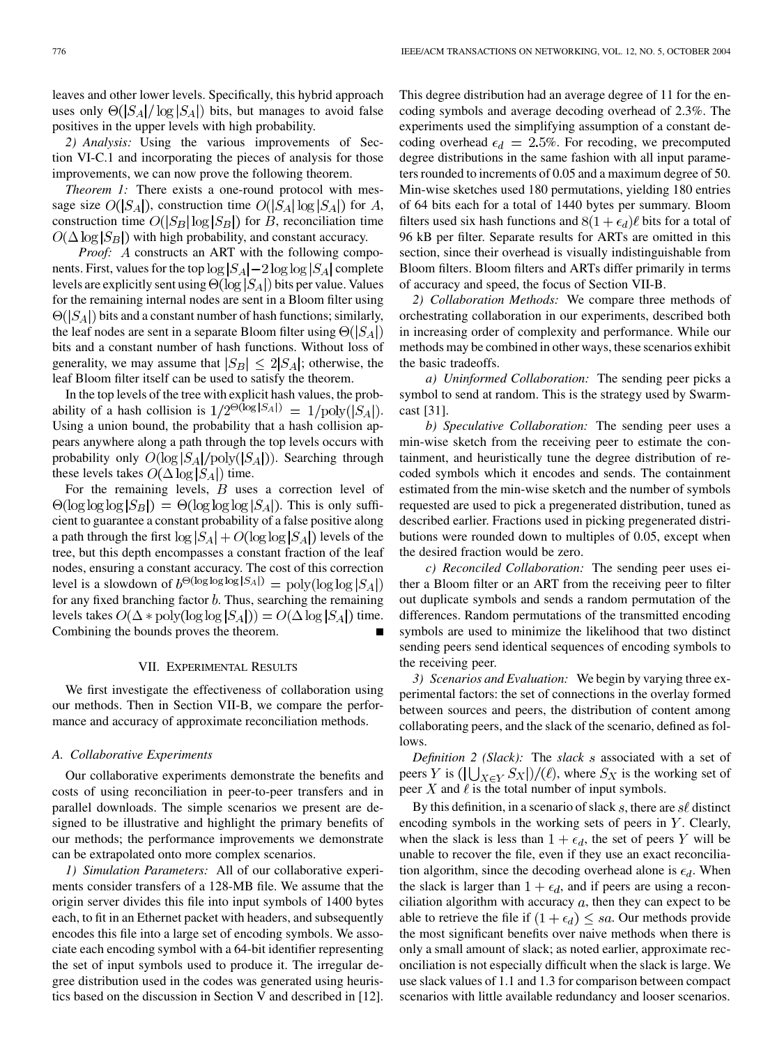leaves and other lower levels. Specifically, this hybrid approach uses only $\Theta(|S_A|/\log|S_A|)$ bits, but manages to avoid false positives in the upper levels with high probability.

*2) Analysis:* Using the various improvements of Section VI-C.1 and incorporating the pieces of analysis for those improvements, we can now prove the following theorem.

*Theorem 1:* There exists a one-round protocol with message size $O(|S_A|)$, construction time $O(|S_A|\log|S_A|)$ for $A$, construction time $O(|S_B|\log|S_B|)$ for $B$, reconciliation time $O(\Delta\log|S_B|)$ with high probability, and constant accuracy.

*Proof:* $A$ constructs an ART with the following components. First, values for the top $\log|S_A| - 2\log\log|S_A|$ complete levels are explicitly sent using $\Theta(\log|S_A|)$ bits per value. Values for the remaining internal nodes are sent in a Bloom filter using $\Theta(|S_A|)$ bits and a constant number of hash functions; similarly, the leaf nodes are sent in a separate Bloom filter using $\Theta(|S_A|)$ bits and a constant number of hash functions. Without loss of generality, we may assume that $|S_B| \leq 2|S_A|$; otherwise, the leaf Bloom filter itself can be used to satisfy the theorem.

In the top levels of the tree with explicit hash values, the probability of a hash collision is $1/2^{\Theta(\log|S_A|)} = 1/\mathrm{poly}(|S_A|)$. Using a union bound, the probability that a hash collision appears anywhere along a path through the top levels occurs with probability only $O(\log|S_A|/\mathrm{poly}(|S_A|))$. Searching through these levels takes $O(\Delta\log|S_A|)$ time.

For the remaining levels, $B$ uses a correction level of $\Theta(\log\log\log|S_B|) = \Theta(\log\log\log|S_A|)$. This is only sufficient to guarantee a constant probability of a false positive along a path through the first $\log|S_A| + O(\log\log|S_A|)$ levels of the tree, but this depth encompasses a constant fraction of the leaf nodes, ensuring a constant accuracy. The cost of this correction level is a slowdown of $b^{\Theta(\log\log\log|S_A|)} = \mathrm{poly}(\log\log|S_A|)$ for any fixed branching factor $b$. Thus, searching the remaining levels takes $O(\Delta * \mathrm{poly}(\log\log|S_A|)) = O(\Delta\log|S_A|)$ time. Combining the bounds proves the theorem. ∎

## VII. Experimental Results

We first investigate the effectiveness of collaboration using our methods. Then in Section VII-B, we compare the performance and accuracy of approximate reconciliation methods.

### A. Collaborative Experiments

Our collaborative experiments demonstrate the benefits and costs of using reconciliation in peer-to-peer transfers and in parallel downloads. The simple scenarios we present are designed to be illustrative and highlight the primary benefits of our methods; the performance improvements we demonstrate can be extrapolated onto more complex scenarios.

*1) Simulation Parameters:* All of our collaborative experiments consider transfers of a 128-MB file. We assume that the origin server divides this file into input symbols of 1400 bytes each, to fit in an Ethernet packet with headers, and subsequently encodes this file into a large set of encoding symbols. We associate each encoding symbol with a 64-bit identifier representing the set of input symbols used to produce it. The irregular degree distribution used in the codes was generated using heuristics based on the discussion in Section V and described in [12]. This degree distribution had an average degree of 11 for the encoding symbols and average decoding overhead of 2.3%. The experiments used the simplifying assumption of a constant decoding overhead $\epsilon_d = 2.5\%$. For recoding, we precomputed degree distributions in the same fashion with all input parameters rounded to increments of 0.05 and a maximum degree of 50. Min-wise sketches used 180 permutations, yielding 180 entries of 64 bits each for a total of 1440 bytes per summary. Bloom filters used six hash functions and $8(1+\epsilon_d)\ell$ bits for a total of 96 kB per filter. Separate results for ARTs are omitted in this section, since their overhead is visually indistinguishable from Bloom filters. Bloom filters and ARTs differ primarily in terms of accuracy and speed, the focus of Section VII-B.

*2) Collaboration Methods:* We compare three methods of orchestrating collaboration in our experiments, described both in increasing order of complexity and performance. While our methods may be combined in other ways, these scenarios exhibit the basic tradeoffs.

*a) Uninformed Collaboration:* The sending peer picks a symbol to send at random. This is the strategy used by Swarmcast [31].

*b) Speculative Collaboration:* The sending peer uses a min-wise sketch from the receiving peer to estimate the containment, and heuristically tune the degree distribution of recoded symbols which it encodes and sends. The containment estimated from the min-wise sketch and the number of symbols requested are used to pick a pregenerated distribution, tuned as described earlier. Fractions used in picking pregenerated distributions were rounded down to multiples of 0.05, except when the desired fraction would be zero.

*c) Reconciled Collaboration:* The sending peer uses either a Bloom filter or an ART from the receiving peer to filter out duplicate symbols and sends a random permutation of the differences. Random permutations of the transmitted encoding symbols are used to minimize the likelihood that two distinct sending peers send identical sequences of encoding symbols to the receiving peer.

*3) Scenarios and Evaluation:* We begin by varying three experimental factors: the set of connections in the overlay formed between sources and peers, the distribution of content among collaborating peers, and the slack of the scenario, defined as follows.

*Definition 2 (Slack):* The *slack* $s$ associated with a set of peers $Y$ is $(|\bigcup_{X\in Y} S_X|)/(\ell)$, where $S_X$ is the working set of peer $X$ and $\ell$ is the total number of input symbols.

By this definition, in a scenario of slack $s$, there are $s\ell$ distinct encoding symbols in the working sets of peers in $Y$. Clearly, when the slack is less than $1+\epsilon_d$, the set of peers $Y$ will be unable to recover the file, even if they use an exact reconciliation algorithm, since the decoding overhead alone is $\epsilon_d$. When the slack is larger than $1+\epsilon_d$, and if peers are using a reconciliation algorithm with accuracy $a$, then they can expect to be able to retrieve the file if $(1+\epsilon_d) \leq sa$. Our methods provide the most significant benefits over naive methods when there is only a small amount of slack; as noted earlier, approximate reconciliation is not especially difficult when the slack is large. We use slack values of 1.1 and 1.3 for comparison between compact scenarios with little available redundancy and looser scenarios.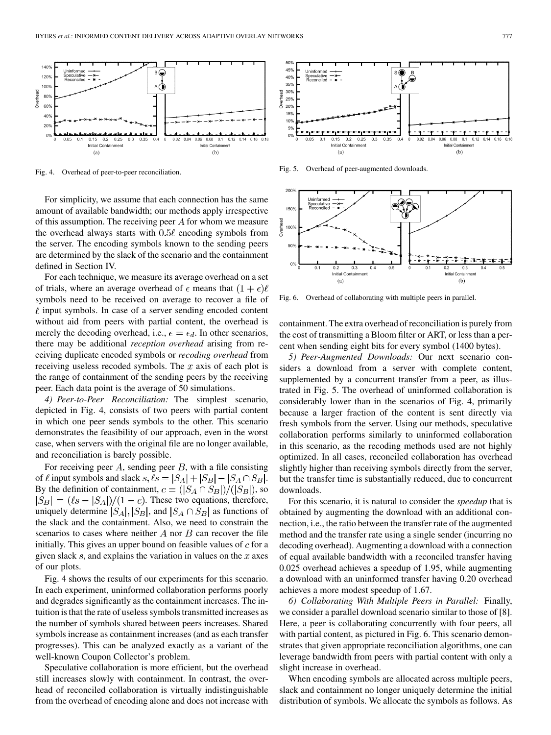Fig. 4. Overhead of peer-to-peer reconciliation.

Fig. 5. Overhead of peer-augmented downloads.

Fig. 6. Overhead of collaborating with multiple peers in parallel.

For simplicity, we assume that each connection has the same amount of available bandwidth; our methods apply irrespective of this assumption. The receiving peer $A$ for whom we measure the overhead always starts with $0.5\ell$ encoding symbols from the server. The encoding symbols known to the sending peers are determined by the slack of the scenario and the containment defined in Section IV.

For each technique, we measure its average overhead on a set of trials, where an average overhead of $\epsilon$ means that $(1+\epsilon)\ell$ symbols need to be received on average to recover a file of $\ell$ input symbols. In case of a server sending encoded content without aid from peers with partial content, the overhead is merely the decoding overhead, i.e., $\epsilon = \epsilon_d$. In other scenarios, there may be additional *reception overhead* arising from receiving duplicate encoded symbols or *recoding overhead* from receiving useless recoded symbols. The $x$ axis of each plot is the range of containment of the sending peers by the receiving peer. Each data point is the average of 50 simulations.

*4) Peer-to-Peer Reconciliation:* The simplest scenario, depicted in Fig. 4, consists of two peers with partial content in which one peer sends symbols to the other. This scenario demonstrates the feasibility of our approach, even in the worst case, when servers with the original file are no longer available, and reconciliation is barely possible.

For receiving peer $A$, sending peer $B$, with a file consisting of $\ell$ input symbols and slack $s, \ell s = |S_A| + |S_B| - |S_A \cap S_B|$. By the definition of containment, $c = (|S_A \cap S_B|)/(|S_B|)$, so $|S_B| = (\ell s - |S_A|)/(1-c)$. These two equations, therefore, uniquely determine $|S_A|, |S_B|$, and $|S_A \cap S_B|$ as functions of the slack and the containment. Also, we need to constrain the scenarios to cases where neither $A$ nor $B$ can recover the file initially. This gives an upper bound on feasible values of $c$ for a given slack $s$, and explains the variation in values on the $x$ axes of our plots.

Fig. 4 shows the results of our experiments for this scenario. In each experiment, uninformed collaboration performs poorly and degrades significantly as the containment increases. The intuition is that the rate of useless symbols transmitted increases as the number of symbols shared between peers increases. Shared symbols increase as containment increases (and as each transfer progresses). This can be analyzed exactly as a variant of the well-known Coupon Collector's problem.

Speculative collaboration is more efficient, but the overhead still increases slowly with containment. In contrast, the overhead of reconciled collaboration is virtually indistinguishable from the overhead of encoding alone and does not increase with containment. The extra overhead of reconciliation is purely from the cost of transmitting a Bloom filter or ART, or less than a percent when sending eight bits for every symbol (1400 bytes).

*5) Peer-Augmented Downloads:* Our next scenario considers a download from a server with complete content, supplemented by a concurrent transfer from a peer, as illustrated in Fig. 5. The overhead of uninformed collaboration is considerably lower than in the scenarios of Fig. 4, primarily because a larger fraction of the content is sent directly via fresh symbols from the server. Using our methods, speculative collaboration performs similarly to uninformed collaboration in this scenario, as the recoding methods used are not highly optimized. In all cases, reconciled collaboration has overhead slightly higher than receiving symbols directly from the server, but the transfer time is substantially reduced, due to concurrent downloads.

For this scenario, it is natural to consider the *speedup* that is obtained by augmenting the download with an additional connection, i.e., the ratio between the transfer rate of the augmented method and the transfer rate using a single sender (incurring no decoding overhead). Augmenting a download with a connection of equal available bandwidth with a reconciled transfer having 0.025 overhead achieves a speedup of 1.95, while augmenting a download with an uninformed transfer having 0.20 overhead achieves a more modest speedup of 1.67.

*6) Collaborating With Multiple Peers in Parallel:* Finally, we consider a parallel download scenario similar to those of [8]. Here, a peer is collaborating concurrently with four peers, all with partial content, as pictured in Fig. 6. This scenario demonstrates that given appropriate reconciliation algorithms, one can leverage bandwidth from peers with partial content with only a slight increase in overhead.

When encoding symbols are allocated across multiple peers, slack and containment no longer uniquely determine the initial distribution of symbols. We allocate the symbols as follows. As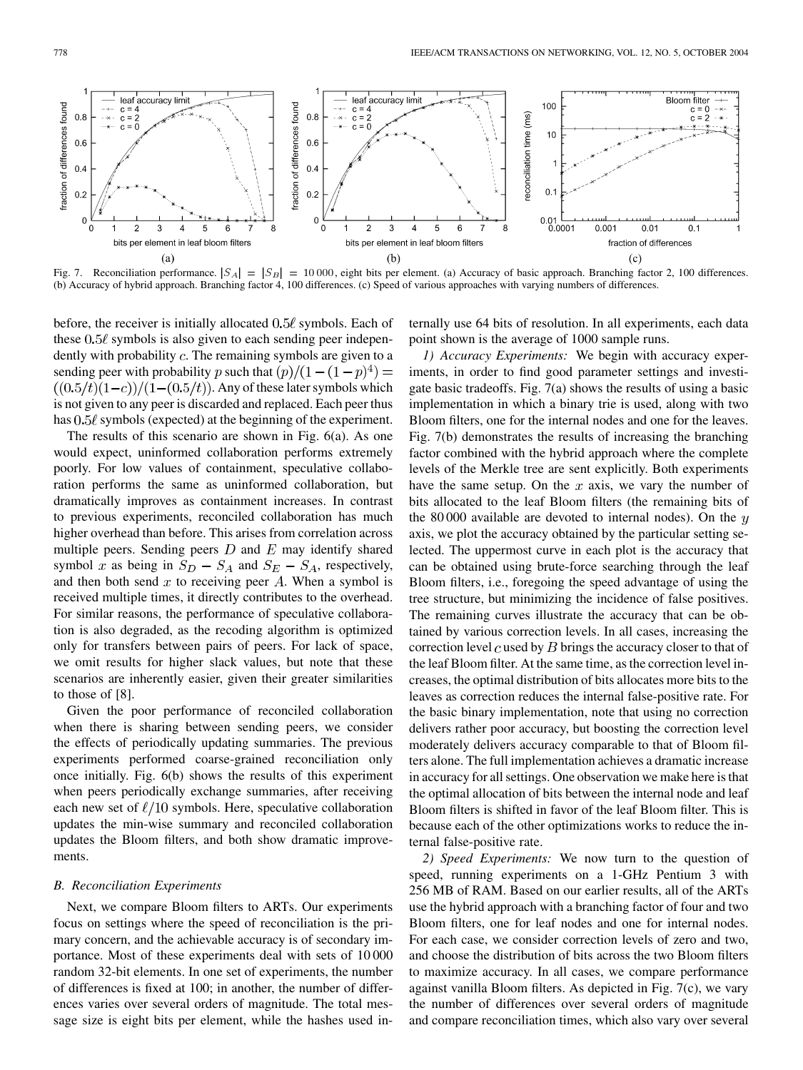Fig. 7. Reconciliation performance. $|S_A| = |S_B| = 10\,000$, eight bits per element. (a) Accuracy of basic approach. Branching factor 2, 100 differences. (b) Accuracy of hybrid approach. Branching factor 4, 100 differences. (c) Speed of various approaches with varying numbers of differences.

before, the receiver is initially allocated $0.5\ell$ symbols. Each of these $0.5\ell$ symbols is also given to each sending peer independently with probability $c$. The remaining symbols are given to a sending peer with probability $p$ such that $(p)/(1-(1-p)^4) = ((0.5/t)(1-c))/(1-(0.5/t))$. Any of these later symbols which is not given to any peer is discarded and replaced. Each peer thus has $0.5\ell$ symbols (expected) at the beginning of the experiment.

The results of this scenario are shown in Fig. 6(a). As one would expect, uninformed collaboration performs extremely poorly. For low values of containment, speculative collaboration performs the same as uninformed collaboration, but dramatically improves as containment increases. In contrast to previous experiments, reconciled collaboration has much higher overhead than before. This arises from correlation across multiple peers. Sending peers $D$ and $E$ may identify shared symbol $x$ as being in $S_D - S_A$ and $S_E - S_A$, respectively, and then both send $x$ to receiving peer $A$. When a symbol is received multiple times, it directly contributes to the overhead. For similar reasons, the performance of speculative collaboration is also degraded, as the recoding algorithm is optimized only for transfers between pairs of peers. For lack of space, we omit results for higher slack values, but note that these scenarios are inherently easier, given their greater similarities to those of [8].

Given the poor performance of reconciled collaboration when there is sharing between sending peers, we consider the effects of periodically updating summaries. The previous experiments performed coarse-grained reconciliation only once initially. Fig. 6(b) shows the results of this experiment when peers periodically exchange summaries, after receiving each new set of $\ell/10$ symbols. Here, speculative collaboration updates the min-wise summary and reconciled collaboration updates the Bloom filters, and both show dramatic improvements.

### B. Reconciliation Experiments

Next, we compare Bloom filters to ARTs. Our experiments focus on settings where the speed of reconciliation is the primary concern, and the achievable accuracy is of secondary importance. Most of these experiments deal with sets of 10 000 random 32-bit elements. In one set of experiments, the number of differences is fixed at 100; in another, the number of differences varies over several orders of magnitude. The total message size is eight bits per element, while the hashes used internally use 64 bits of resolution. In all experiments, each data point shown is the average of 1000 sample runs.

*1) Accuracy Experiments:* We begin with accuracy experiments, in order to find good parameter settings and investigate basic tradeoffs. Fig. 7(a) shows the results of using a basic implementation in which a binary trie is used, along with two Bloom filters, one for the internal nodes and one for the leaves. Fig. 7(b) demonstrates the results of increasing the branching factor combined with the hybrid approach where the complete levels of the Merkle tree are sent explicitly. Both experiments have the same setup. On the $x$ axis, we vary the number of bits allocated to the leaf Bloom filters (the remaining bits of the 80 000 available are devoted to internal nodes). On the $y$ axis, we plot the accuracy obtained by the particular setting selected. The uppermost curve in each plot is the accuracy that can be obtained using brute-force searching through the leaf Bloom filters, i.e., foregoing the speed advantage of using the tree structure, but minimizing the incidence of false positives. The remaining curves illustrate the accuracy that can be obtained by various correction levels. In all cases, increasing the correction level $c$ used by $B$ brings the accuracy closer to that of the leaf Bloom filter. At the same time, as the correction level increases, the optimal distribution of bits allocates more bits to the leaves as correction reduces the internal false-positive rate. For the basic binary implementation, note that using no correction delivers rather poor accuracy, but boosting the correction level moderately delivers accuracy comparable to that of Bloom filters alone. The full implementation achieves a dramatic increase in accuracy for all settings. One observation we make here is that the optimal allocation of bits between the internal node and leaf Bloom filters is shifted in favor of the leaf Bloom filter. This is because each of the other optimizations works to reduce the internal false-positive rate.

*2) Speed Experiments:* We now turn to the question of speed, running experiments on a 1-GHz Pentium 3 with 256 MB of RAM. Based on our earlier results, all of the ARTs use the hybrid approach with a branching factor of four and two Bloom filters, one for leaf nodes and one for internal nodes. For each case, we consider correction levels of zero and two, and choose the distribution of bits across the two Bloom filters to maximize accuracy. In all cases, we compare performance against vanilla Bloom filters. As depicted in Fig. 7(c), we vary the number of differences over several orders of magnitude and compare reconciliation times, which also vary over several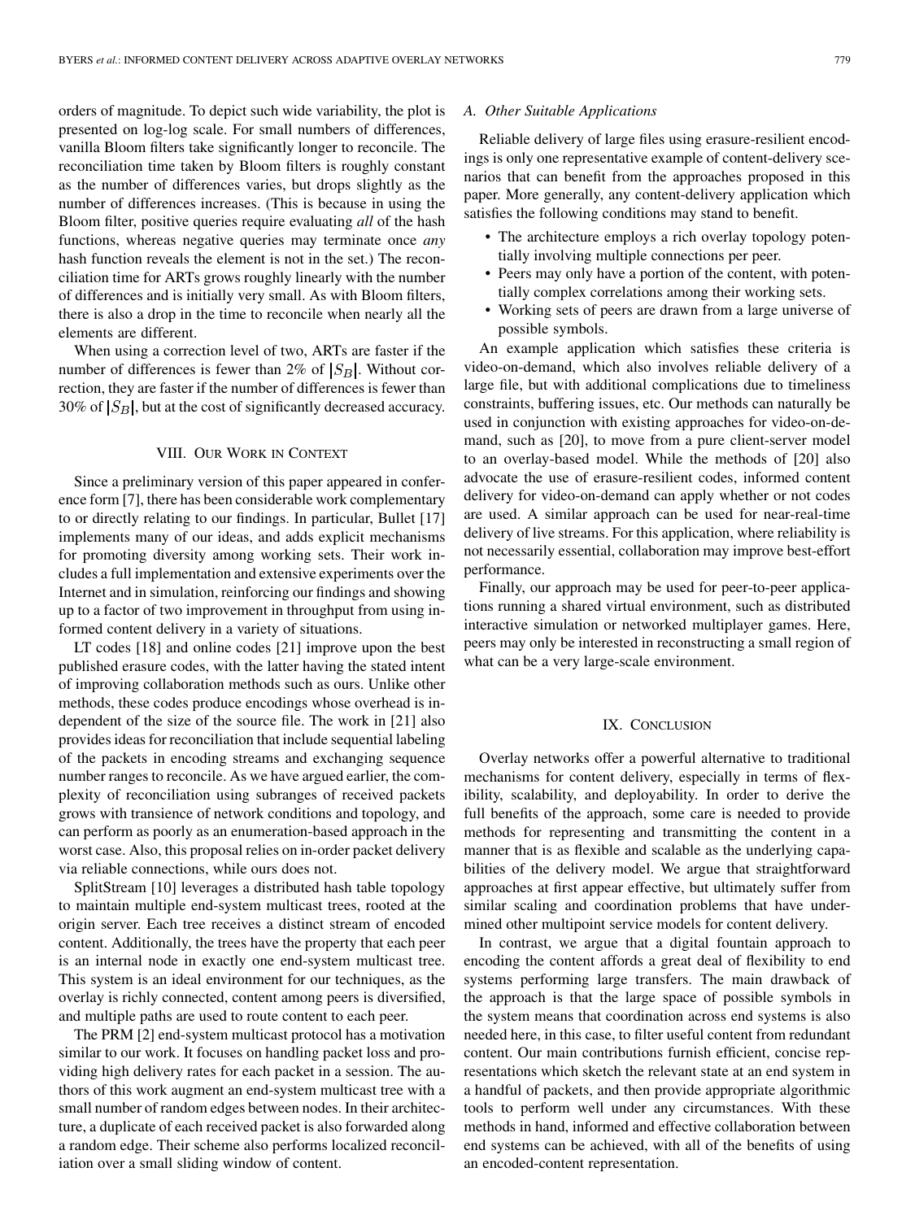orders of magnitude. To depict such wide variability, the plot is presented on log-log scale. For small numbers of differences, vanilla Bloom filters take significantly longer to reconcile. The reconciliation time taken by Bloom filters is roughly constant as the number of differences varies, but drops slightly as the number of differences increases. (This is because in using the Bloom filter, positive queries require evaluating *all* of the hash functions, whereas negative queries may terminate once *any* hash function reveals the element is not in the set.) The reconciliation time for ARTs grows roughly linearly with the number of differences and is initially very small. As with Bloom filters, there is also a drop in the time to reconcile when nearly all the elements are different.

When using a correction level of two, ARTs are faster if the number of differences is fewer than 2% of $|S_B|$. Without correction, they are faster if the number of differences is fewer than 30% of $|S_B|$, but at the cost of significantly decreased accuracy.

## VIII. Our Work in Context

Since a preliminary version of this paper appeared in conference form [7], there has been considerable work complementary to or directly relating to our findings. In particular, Bullet [17] implements many of our ideas, and adds explicit mechanisms for promoting diversity among working sets. Their work includes a full implementation and extensive experiments over the Internet and in simulation, reinforcing our findings and showing up to a factor of two improvement in throughput from using informed content delivery in a variety of situations.

LT codes [18] and online codes [21] improve upon the best published erasure codes, with the latter having the stated intent of improving collaboration methods such as ours. Unlike other methods, these codes produce encodings whose overhead is independent of the size of the source file. The work in [21] also provides ideas for reconciliation that include sequential labeling of the packets in encoding streams and exchanging sequence number ranges to reconcile. As we have argued earlier, the complexity of reconciliation using subranges of received packets grows with transience of network conditions and topology, and can perform as poorly as an enumeration-based approach in the worst case. Also, this proposal relies on in-order packet delivery via reliable connections, while ours does not.

SplitStream [10] leverages a distributed hash table topology to maintain multiple end-system multicast trees, rooted at the origin server. Each tree receives a distinct stream of encoded content. Additionally, the trees have the property that each peer is an internal node in exactly one end-system multicast tree. This system is an ideal environment for our techniques, as the overlay is richly connected, content among peers is diversified, and multiple paths are used to route content to each peer.

The PRM [2] end-system multicast protocol has a motivation similar to our work. It focuses on handling packet loss and providing high delivery rates for each packet in a session. The authors of this work augment an end-system multicast tree with a small number of random edges between nodes. In their architecture, a duplicate of each received packet is also forwarded along a random edge. Their scheme also performs localized reconciliation over a small sliding window of content.

### A. Other Suitable Applications

Reliable delivery of large files using erasure-resilient encodings is only one representative example of content-delivery scenarios that can benefit from the approaches proposed in this paper. More generally, any content-delivery application which satisfies the following conditions may stand to benefit.

- The architecture employs a rich overlay topology potentially involving multiple connections per peer.
- Peers may only have a portion of the content, with potentially complex correlations among their working sets.
- Working sets of peers are drawn from a large universe of possible symbols.

An example application which satisfies these criteria is video-on-demand, which also involves reliable delivery of a large file, but with additional complications due to timeliness constraints, buffering issues, etc. Our methods can naturally be used in conjunction with existing approaches for video-on-demand, such as [20], to move from a pure client-server model to an overlay-based model. While the methods of [20] also advocate the use of erasure-resilient codes, informed content delivery for video-on-demand can apply whether or not codes are used. A similar approach can be used for near-real-time delivery of live streams. For this application, where reliability is not necessarily essential, collaboration may improve best-effort performance.

Finally, our approach may be used for peer-to-peer applications running a shared virtual environment, such as distributed interactive simulation or networked multiplayer games. Here, peers may only be interested in reconstructing a small region of what can be a very large-scale environment.

## IX. Conclusion

Overlay networks offer a powerful alternative to traditional mechanisms for content delivery, especially in terms of flexibility, scalability, and deployability. In order to derive the full benefits of the approach, some care is needed to provide methods for representing and transmitting the content in a manner that is as flexible and scalable as the underlying capabilities of the delivery model. We argue that straightforward approaches at first appear effective, but ultimately suffer from similar scaling and coordination problems that have undermined other multipoint service models for content delivery.

In contrast, we argue that a digital fountain approach to encoding the content affords a great deal of flexibility to end systems performing large transfers. The main drawback of the approach is that the large space of possible symbols in the system means that coordination across end systems is also needed here, in this case, to filter useful content from redundant content. Our main contributions furnish efficient, concise representations which sketch the relevant state at an end system in a handful of packets, and then provide appropriate algorithmic tools to perform well under any circumstances. With these methods in hand, informed and effective collaboration between end systems can be achieved, with all of the benefits of using an encoded-content representation.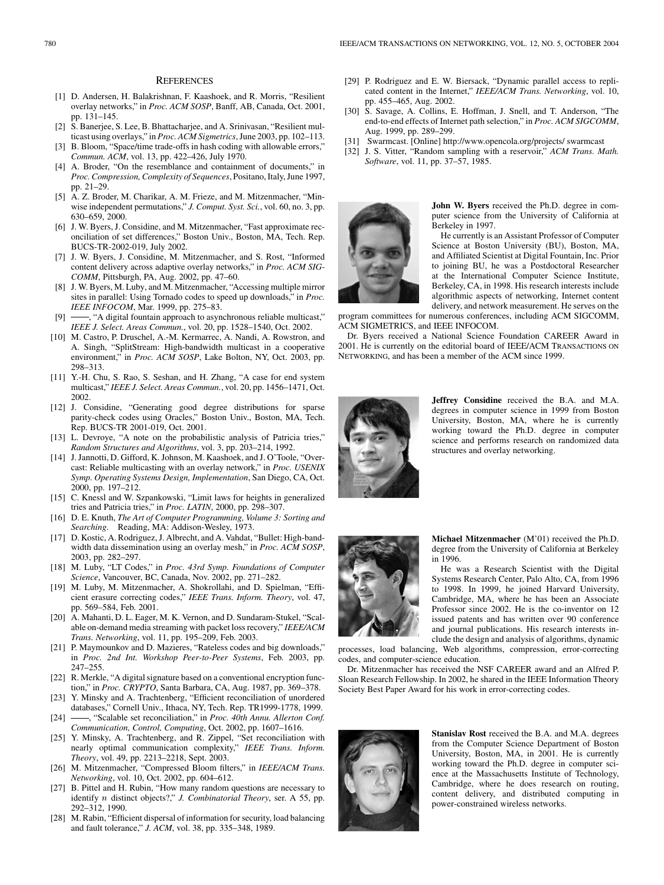## REFERENCES

[1] D. Andersen, H. Balakrishnan, F. Kaashoek, and R. Morris, "Resilient overlay networks," in *Proc. ACM SOSP*, Banff, AB, Canada, Oct. 2001, pp. 131–145.

[2] S. Banerjee, S. Lee, B. Bhattacharjee, and A. Srinivasan, "Resilient multicast using overlays," in *Proc. ACM Sigmetrics*, June 2003, pp. 102–113.

[3] B. Bloom, "Space/time trade-offs in hash coding with allowable errors," *Commun. ACM*, vol. 13, pp. 422–426, July 1970.

[4] A. Broder, "On the resemblance and containment of documents," in *Proc. Compression, Complexity of Sequences*, Positano, Italy, June 1997, pp. 21–29.

[5] A. Z. Broder, M. Charikar, A. M. Frieze, and M. Mitzenmacher, "Min-wise independent permutations," *J. Comput. Syst. Sci.*, vol. 60, no. 3, pp. 630–659, 2000.

[6] J. W. Byers, J. Considine, and M. Mitzenmacher, "Fast approximate reconciliation of set differences," Boston Univ., Boston, MA, Tech. Rep. BUCS-TR-2002-019, July 2002.

[7] J. W. Byers, J. Considine, M. Mitzenmacher, and S. Rost, "Informed content delivery across adaptive overlay networks," in *Proc. ACM SIGCOMM*, Pittsburgh, PA, Aug. 2002, pp. 47–60.

[8] J. W. Byers, M. Luby, and M. Mitzenmacher, "Accessing multiple mirror sites in parallel: Using Tornado codes to speed up downloads," in *Proc. IEEE INFOCOM*, Mar. 1999, pp. 275–83.

[9] ——, "A digital fountain approach to asynchronous reliable multicast," *IEEE J. Select. Areas Commun.*, vol. 20, pp. 1528–1540, Oct. 2002.

[10] M. Castro, P. Druschel, A.-M. Kermarrec, A. Nandi, A. Rowstron, and A. Singh, "SplitStream: High-bandwidth multicast in a cooperative environment," in *Proc. ACM SOSP*, Lake Bolton, NY, Oct. 2003, pp. 298–313.

[11] Y.-H. Chu, S. Rao, S. Seshan, and H. Zhang, "A case for end system multicast," *IEEE J. Select. Areas Commun.*, vol. 20, pp. 1456–1471, Oct. 2002.

[12] J. Considine, "Generating good degree distributions for sparse parity-check codes using Oracles," Boston Univ., Boston, MA, Tech. Rep. BUCS-TR 2001-019, Oct. 2001.

[13] L. Devroye, "A note on the probabilistic analysis of Patricia tries," *Random Structures and Algorithms*, vol. 3, pp. 203–214, 1992.

[14] J. Jannotti, D. Gifford, K. Johnson, M. Kaashoek, and J. O'Toole, "Overcast: Reliable multicasting with an overlay network," in *Proc. USENIX Symp. Operating Systems Design, Implementation*, San Diego, CA, Oct. 2000, pp. 197–212.

[15] C. Knessl and W. Szpankowski, "Limit laws for heights in generalized tries and Patricia tries," in *Proc. LATIN*, 2000, pp. 298–307.

[16] D. E. Knuth, *The Art of Computer Programming, Volume 3: Sorting and Searching*. Reading, MA: Addison-Wesley, 1973.

[17] D. Kostic, A. Rodriguez, J. Albrecht, and A. Vahdat, "Bullet: High-bandwidth data dissemination using an overlay mesh," in *Proc. ACM SOSP*, 2003, pp. 282–297.

[18] M. Luby, "LT Codes," in *Proc. 43rd Symp. Foundations of Computer Science*, Vancouver, BC, Canada, Nov. 2002, pp. 271–282.

[19] M. Luby, M. Mitzenmacher, A. Shokrollahi, and D. Spielman, "Efficient erasure correcting codes," *IEEE Trans. Inform. Theory*, vol. 47, pp. 569–584, Feb. 2001.

[20] A. Mahanti, D. L. Eager, M. K. Vernon, and D. Sundaram-Stukel, "Scalable on-demand media streaming with packet loss recovery," *IEEE/ACM Trans. Networking*, vol. 11, pp. 195–209, Feb. 2003.

[21] P. Maymounkov and D. Mazieres, "Rateless codes and big downloads," in *Proc. 2nd Int. Workshop Peer-to-Peer Systems*, Feb. 2003, pp. 247–255.

[22] R. Merkle, "A digital signature based on a conventional encryption function," in *Proc. CRYPTO*, Santa Barbara, CA, Aug. 1987, pp. 369–378.

[23] Y. Minsky and A. Trachtenberg, "Efficient reconciliation of unordered databases," Cornell Univ., Ithaca, NY, Tech. Rep. TR1999-1778, 1999.

[24] ——, "Scalable set reconciliation," in *Proc. 40th Annu. Allerton Conf. Communication, Control, Computing*, Oct. 2002, pp. 1607–1616.

[25] Y. Minsky, A. Trachtenberg, and R. Zippel, "Set reconciliation with nearly optimal communication complexity," *IEEE Trans. Inform. Theory*, vol. 49, pp. 2213–2218, Sept. 2003.

[26] M. Mitzenmacher, "Compressed Bloom filters," in *IEEE/ACM Trans. Networking*, vol. 10, Oct. 2002, pp. 604–612.

[27] B. Pittel and H. Rubin, "How many random questions are necessary to identify $n$ distinct objects?," *J. Combinatorial Theory*, ser. A 55, pp. 292–312, 1990.

[28] M. Rabin, "Efficient dispersal of information for security, load balancing and fault tolerance," *J. ACM*, vol. 38, pp. 335–348, 1989.

[29] P. Rodriguez and E. W. Biersack, "Dynamic parallel access to replicated content in the Internet," *IEEE/ACM Trans. Networking*, vol. 10, pp. 455–465, Aug. 2002.

[30] S. Savage, A. Collins, E. Hoffman, J. Snell, and T. Anderson, "The end-to-end effects of Internet path selection," in *Proc. ACM SIGCOMM*, Aug. 1999, pp. 289–299.

[31] Swarmcast. [Online] http://www.opencola.org/projects/ swarmcast

[32] J. S. Vitter, "Random sampling with a reservoir," *ACM Trans. Math. Software*, vol. 11, pp. 37–57, 1985.

**John W. Byers** received the Ph.D. degree in computer science from the University of California at Berkeley in 1997.

He currently is an Assistant Professor of Computer Science at Boston University (BU), Boston, MA, and Affiliated Scientist at Digital Fountain, Inc. Prior to joining BU, he was a Postdoctoral Researcher at the International Computer Science Institute, Berkeley, CA, in 1998. His research interests include algorithmic aspects of networking, Internet content delivery, and network measurement. He serves on the program committees for numerous conferences, including ACM SIGCOMM, ACM SIGMETRICS, and IEEE INFOCOM.

Dr. Byers received a National Science Foundation CAREER Award in 2001. He is currently on the editorial board of IEEE/ACM TRANSACTIONS ON NETWORKING, and has been a member of the ACM since 1999.

**Jeffrey Considine** received the B.A. and M.A. degrees in computer science in 1999 from Boston University, Boston, MA, where he is currently working toward the Ph.D. degree in computer science and performs research on randomized data structures and overlay networking.

**Michael Mitzenmacher** (M'01) received the Ph.D. degree from the University of California at Berkeley in 1996.

He was a Research Scientist with the Digital Systems Research Center, Palo Alto, CA, from 1996 to 1998. In 1999, he joined Harvard University, Cambridge, MA, where he has been an Associate Professor since 2002. He is the co-inventor on 12 issued patents and has written over 90 conference and journal publications. His research interests include the design and analysis of algorithms, dynamic processes, load balancing, Web algorithms, compression, error-correcting codes, and computer-science education.

Dr. Mitzenmacher has received the NSF CAREER award and an Alfred P. Sloan Research Fellowship. In 2002, he shared in the IEEE Information Theory Society Best Paper Award for his work in error-correcting codes.

**Stanislav Rost** received the B.A. and M.A. degrees from the Computer Science Department of Boston University, Boston, MA, in 2001. He is currently working toward the Ph.D. degree in computer science at the Massachusetts Institute of Technology, Cambridge, where he does research on routing, content delivery, and distributed computing in power-constrained wireless networks.